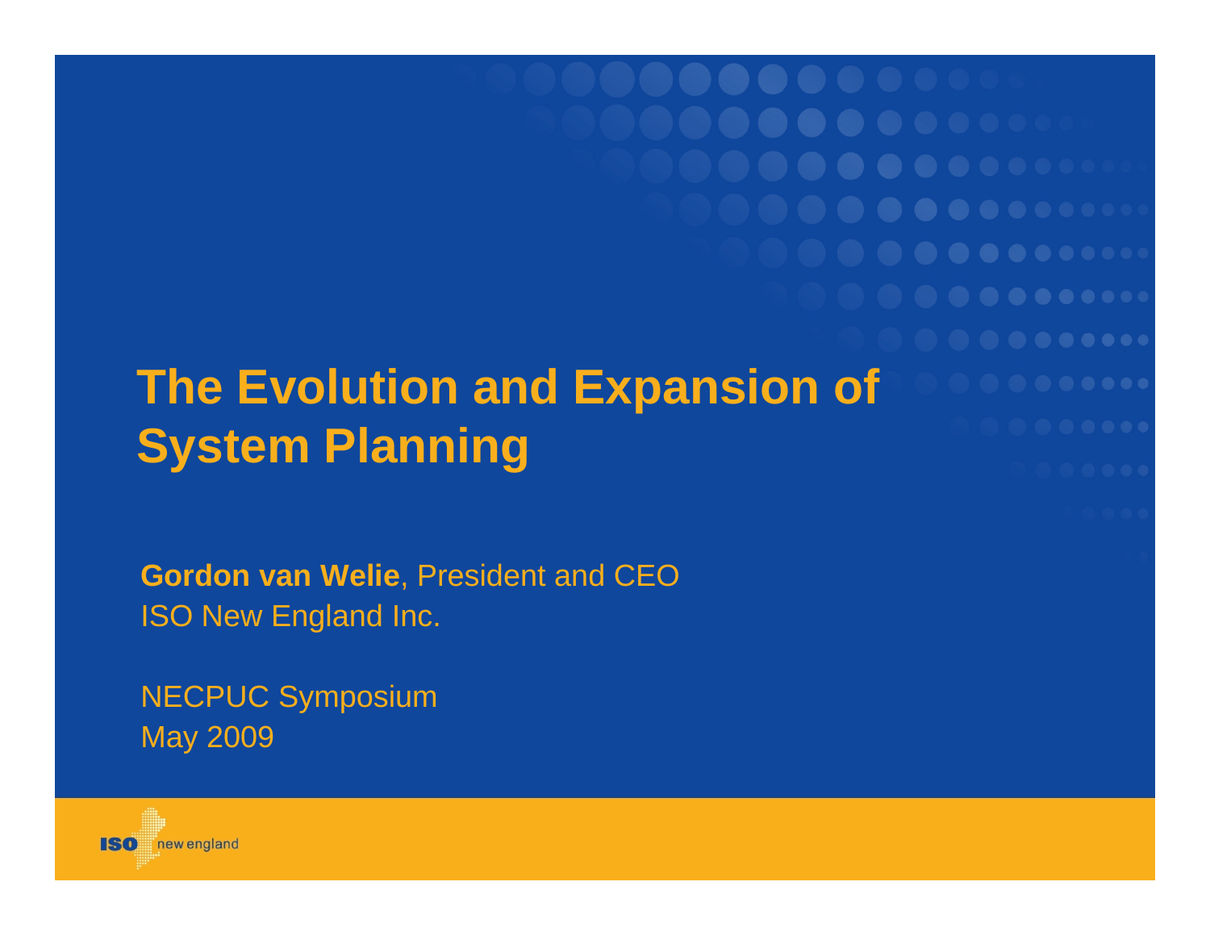# The Evolution and Expansion of System Planning

**Gordon van Welie**, President and CEO
ISO New England Inc.

NECPUC Symposium
May 2009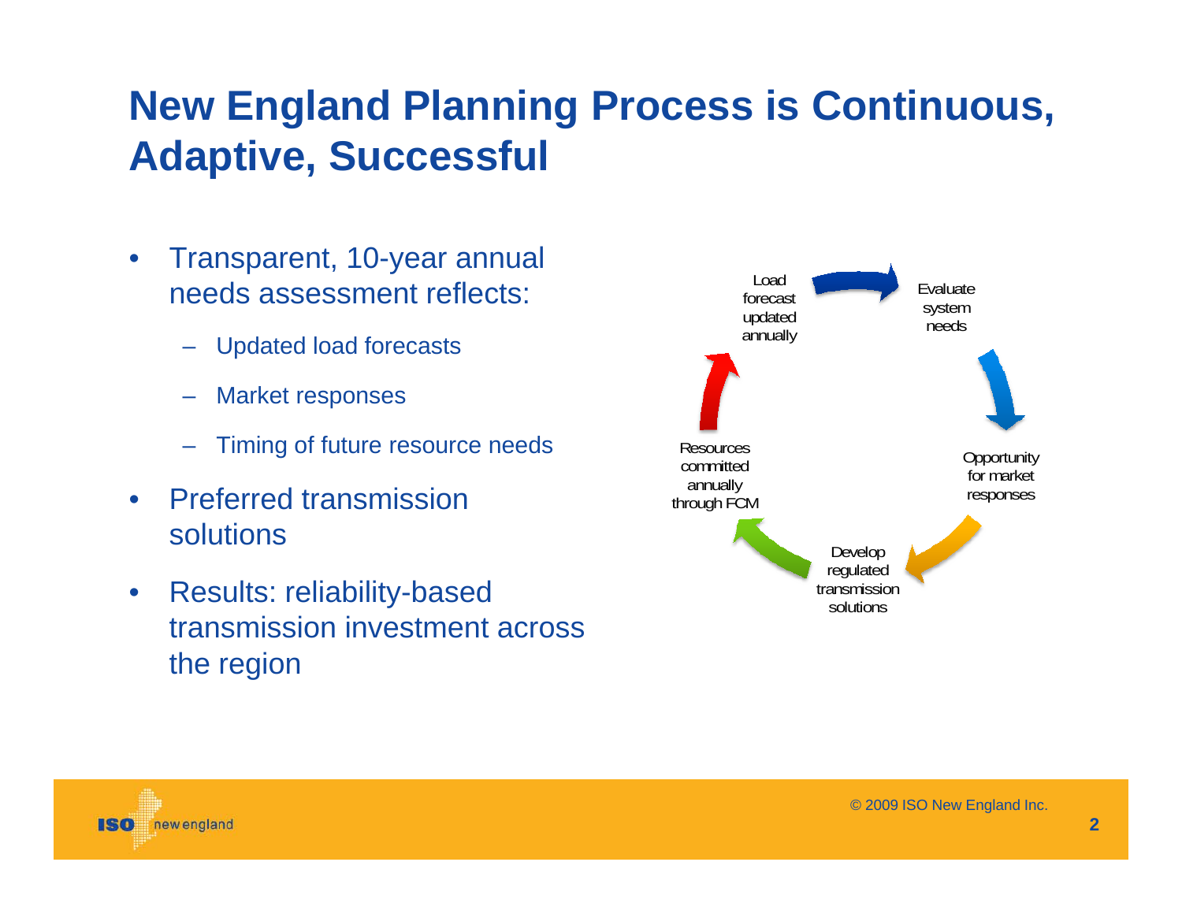# New England Planning Process is Continuous, Adaptive, Successful

- Transparent, 10-year annual needs assessment reflects:
  - Updated load forecasts
  - Market responses
  - Timing of future resource needs
- Preferred transmission solutions
- Results: reliability-based transmission investment across the region

Load forecast updated annually → Evaluate system needs → Opportunity for market responses → Develop regulated transmission solutions → Resources committed annually through FCM → Load forecast updated annually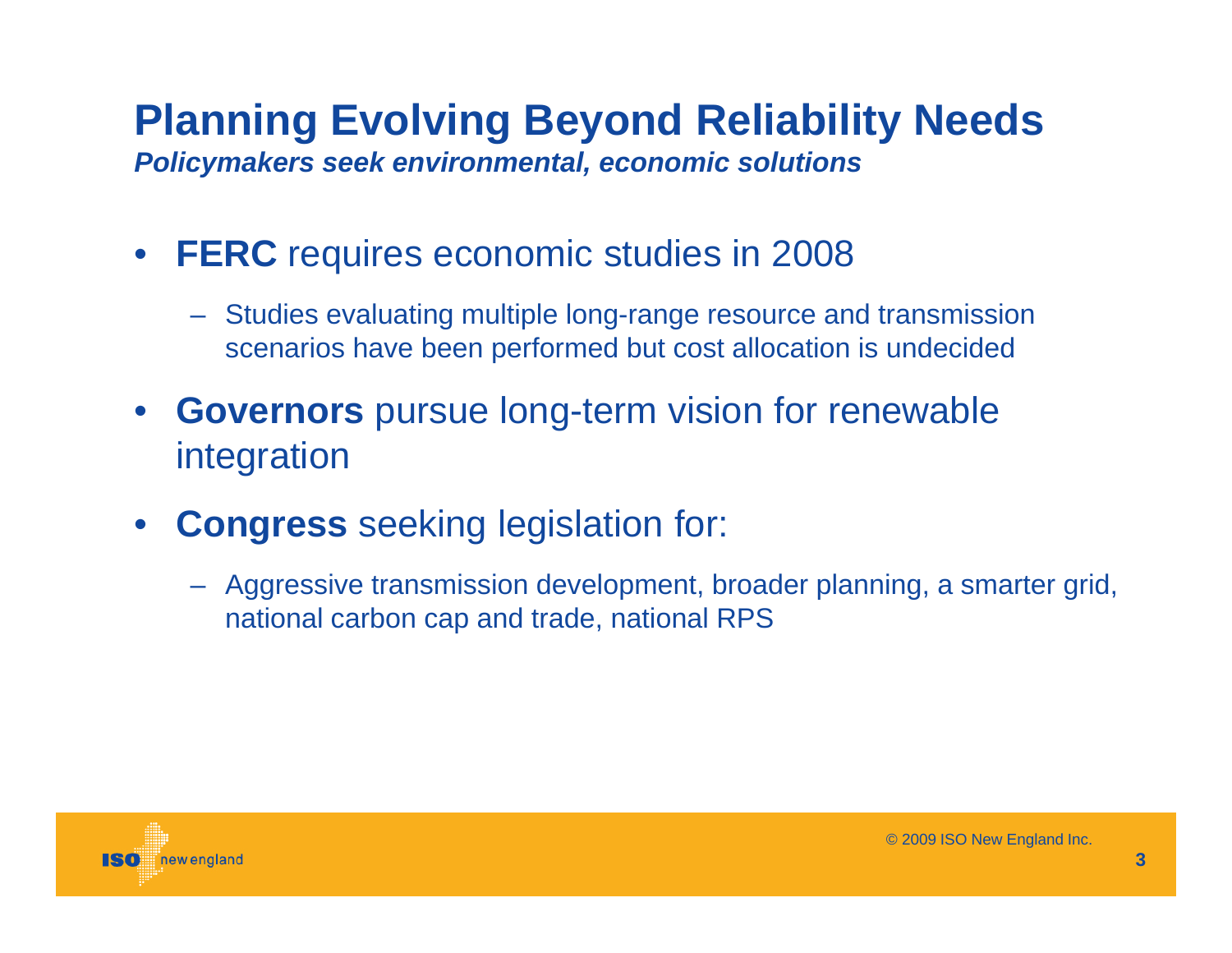# Planning Evolving Beyond Reliability Needs

***Policymakers seek environmental, economic solutions***

- **FERC** requires economic studies in 2008
  - Studies evaluating multiple long-range resource and transmission scenarios have been performed but cost allocation is undecided
- **Governors** pursue long-term vision for renewable integration
- **Congress** seeking legislation for:
  - Aggressive transmission development, broader planning, a smarter grid, national carbon cap and trade, national RPS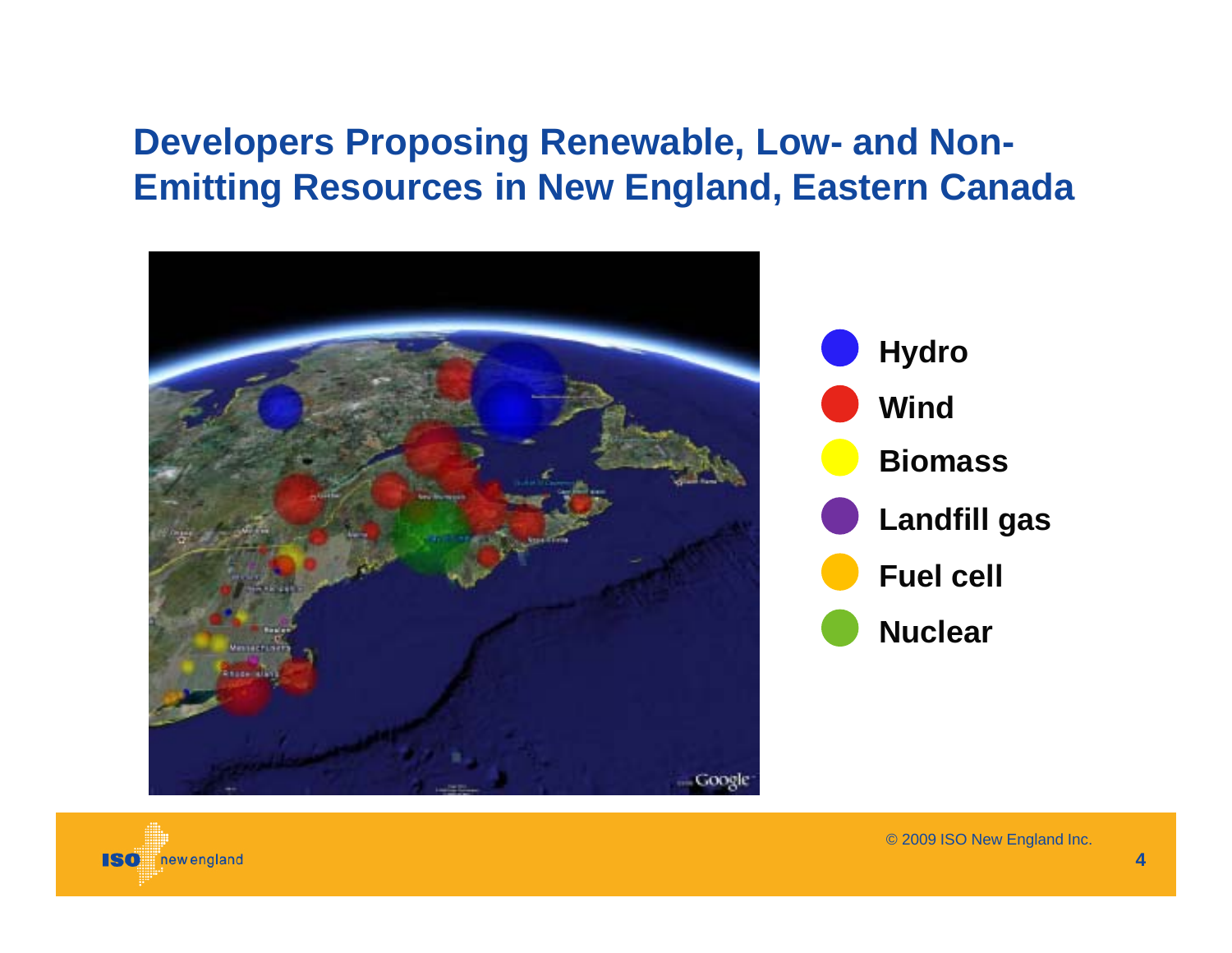## Developers Proposing Renewable, Low- and Non-Emitting Resources in New England, Eastern Canada

- Hydro
- Wind
- Biomass
- Landfill gas
- Fuel cell
- Nuclear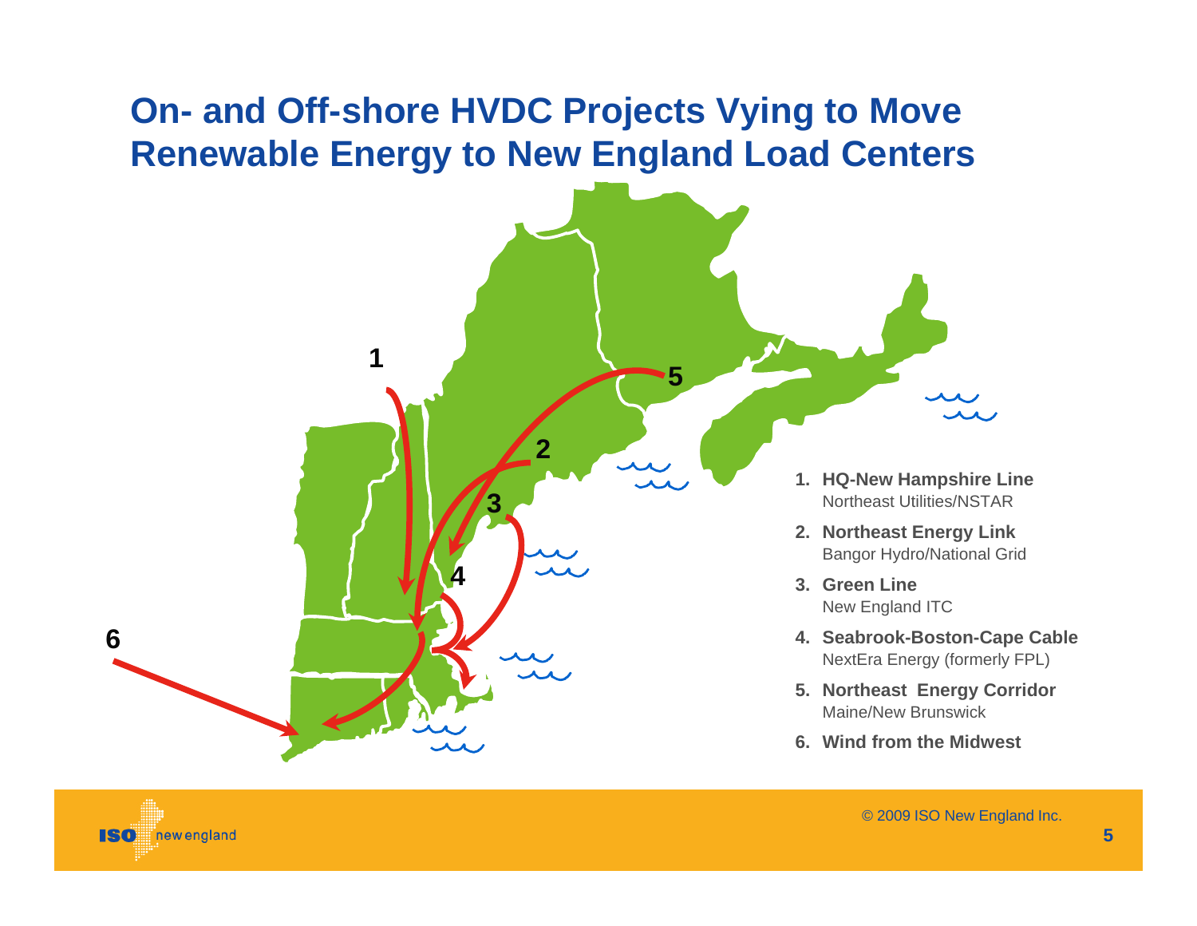# On- and Off-shore HVDC Projects Vying to Move Renewable Energy to New England Load Centers

1. **HQ-New Hampshire Line**
   Northeast Utilities/NSTAR
2. **Northeast Energy Link**
   Bangor Hydro/National Grid
3. **Green Line**
   New England ITC
4. **Seabrook-Boston-Cape Cable**
   NextEra Energy (formerly FPL)
5. **Northeast Energy Corridor**
   Maine/New Brunswick
6. **Wind from the Midwest**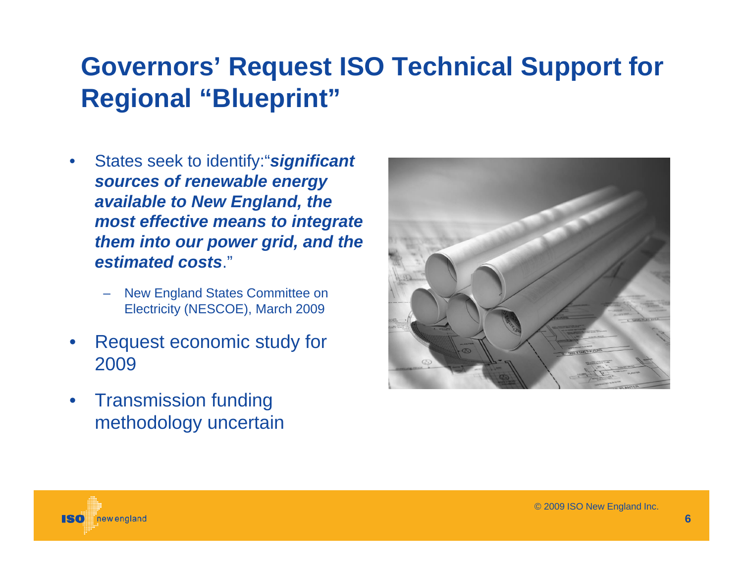# Governors' Request ISO Technical Support for Regional "Blueprint"

- States seek to identify:"***significant sources of renewable energy available to New England, the most effective means to integrate them into our power grid, and the estimated costs***."
  - New England States Committee on Electricity (NESCOE), March 2009
- Request economic study for 2009
- Transmission funding methodology uncertain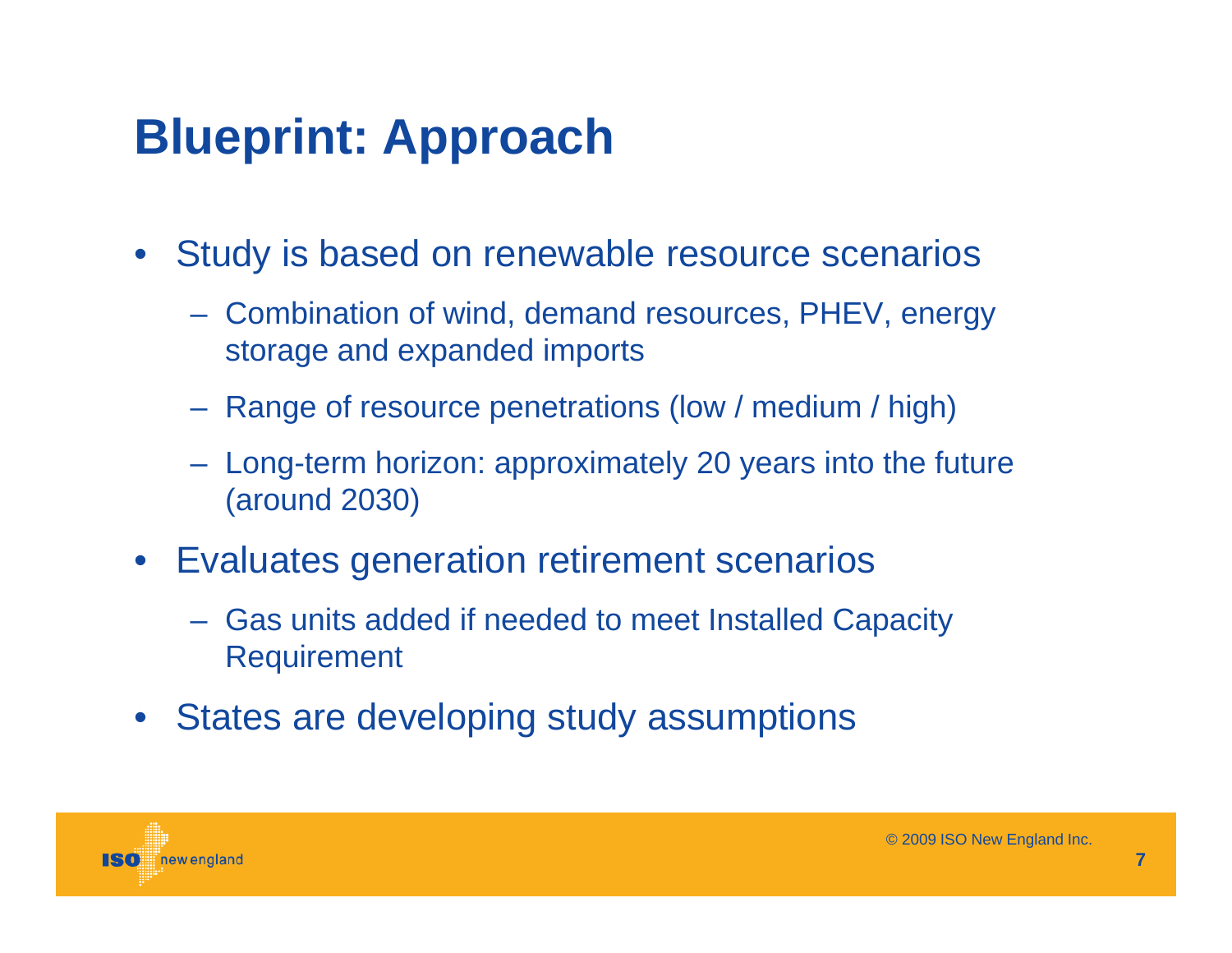# Blueprint: Approach

- Study is based on renewable resource scenarios
  - Combination of wind, demand resources, PHEV, energy storage and expanded imports
  - Range of resource penetrations (low / medium / high)
  - Long-term horizon: approximately 20 years into the future (around 2030)
- Evaluates generation retirement scenarios
  - Gas units added if needed to meet Installed Capacity Requirement
- States are developing study assumptions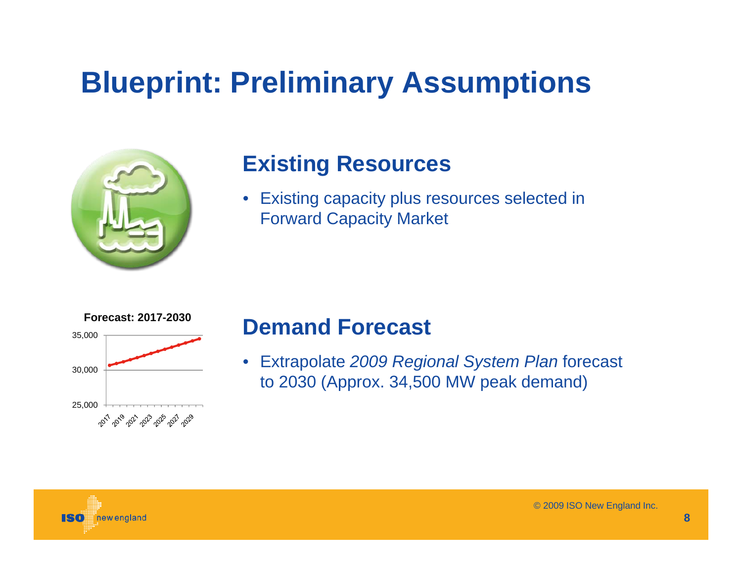# Blueprint: Preliminary Assumptions

## Existing Resources

- Existing capacity plus resources selected in Forward Capacity Market

**Forecast: 2017-2030**

## Demand Forecast

- Extrapolate *2009 Regional System Plan* forecast to 2030 (Approx. 34,500 MW peak demand)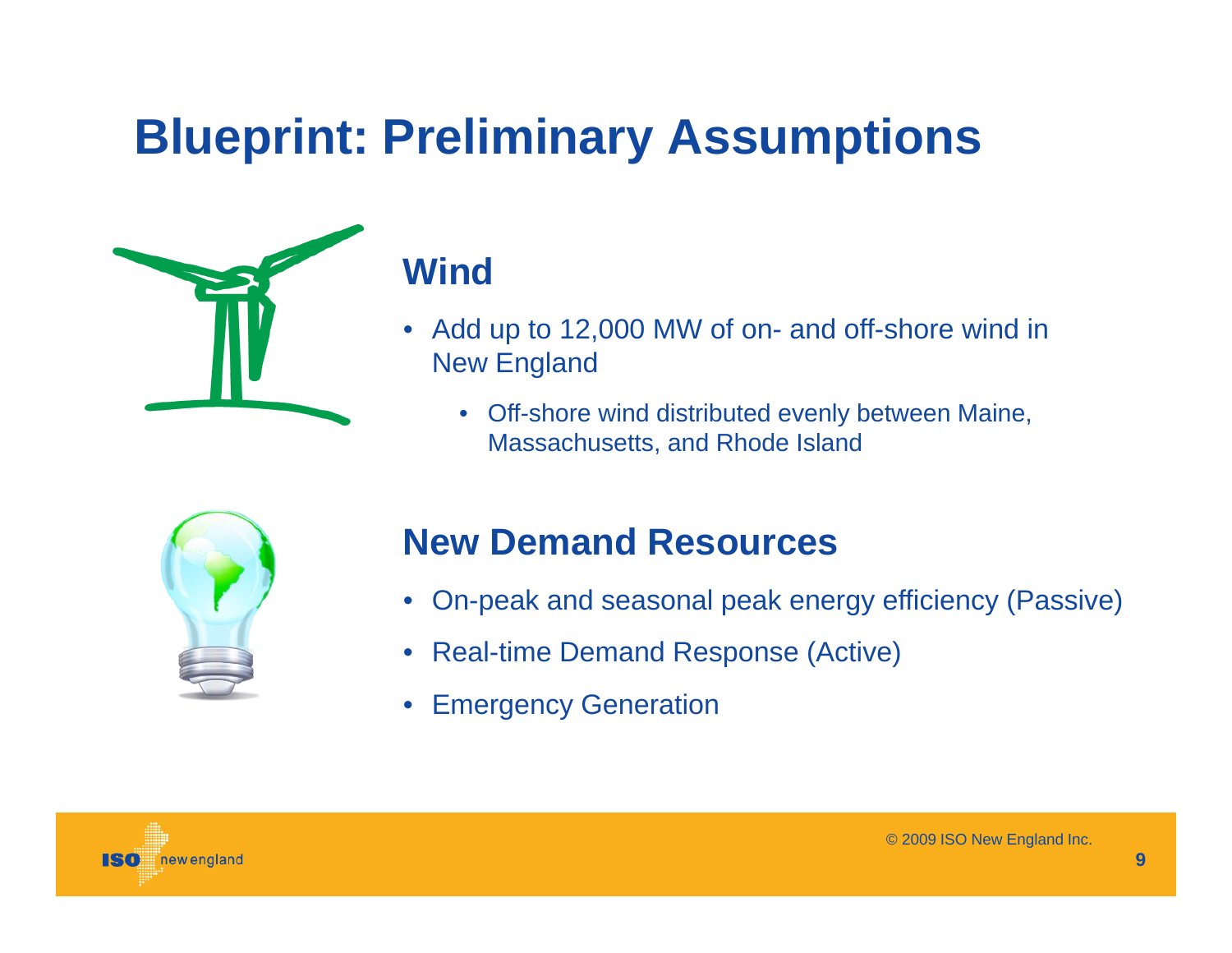# Blueprint: Preliminary Assumptions

## Wind

- Add up to 12,000 MW of on- and off-shore wind in New England
  - Off-shore wind distributed evenly between Maine, Massachusetts, and Rhode Island

## New Demand Resources

- On-peak and seasonal peak energy efficiency (Passive)
- Real-time Demand Response (Active)
- Emergency Generation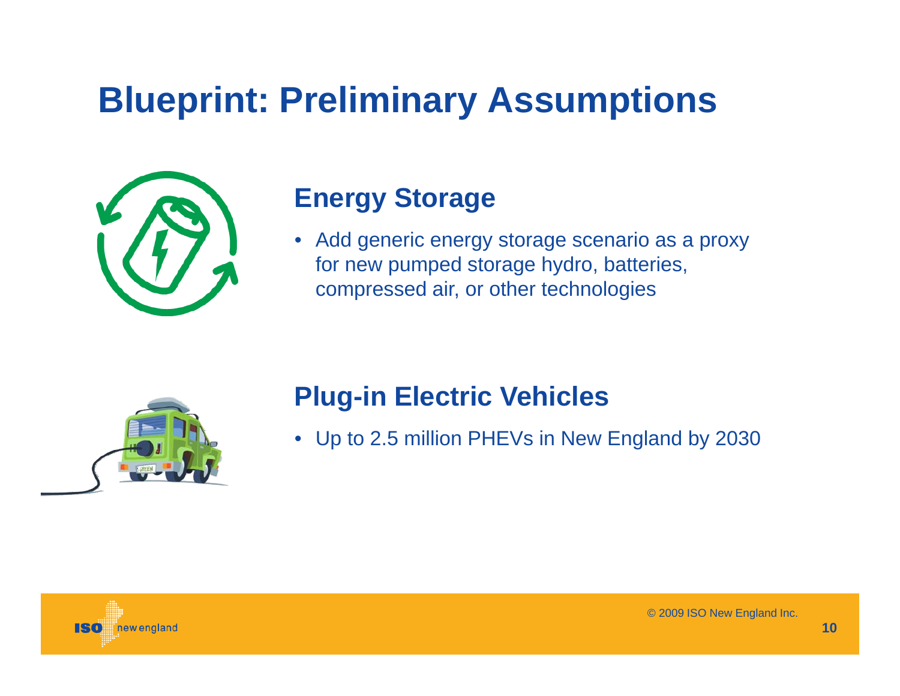# Blueprint: Preliminary Assumptions

## Energy Storage

- Add generic energy storage scenario as a proxy for new pumped storage hydro, batteries, compressed air, or other technologies

## Plug-in Electric Vehicles

- Up to 2.5 million PHEVs in New England by 2030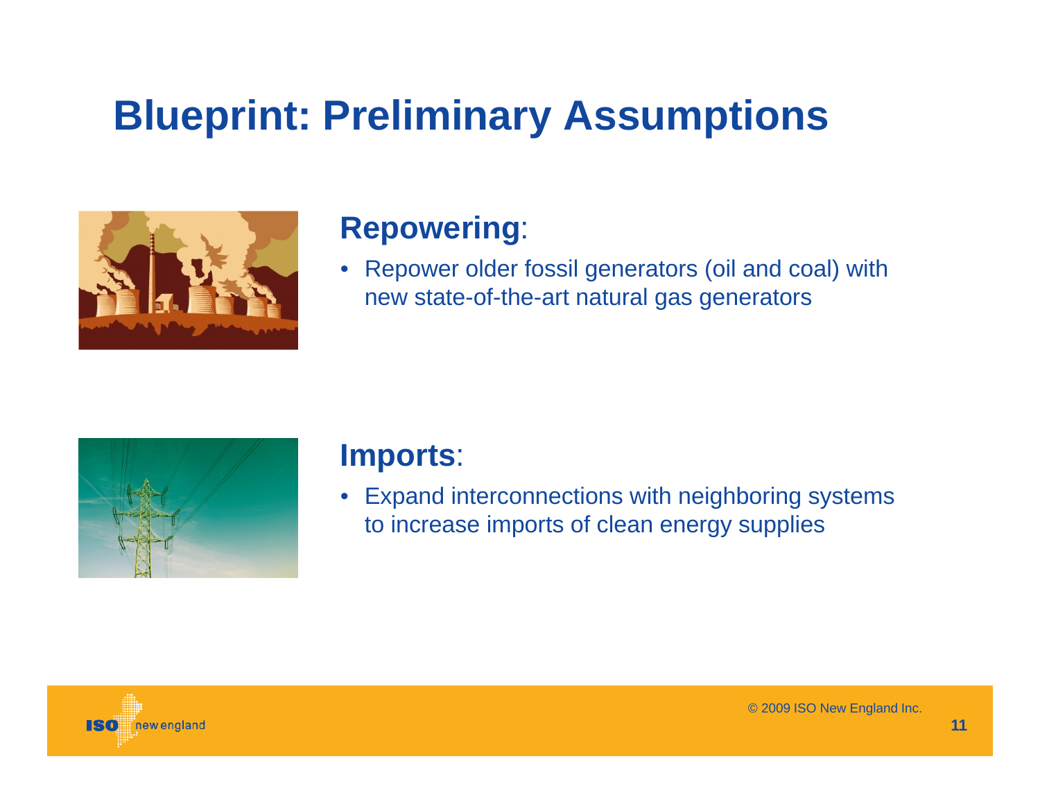# Blueprint: Preliminary Assumptions

## **Repowering**:

- Repower older fossil generators (oil and coal) with new state-of-the-art natural gas generators

## **Imports**:

- Expand interconnections with neighboring systems to increase imports of clean energy supplies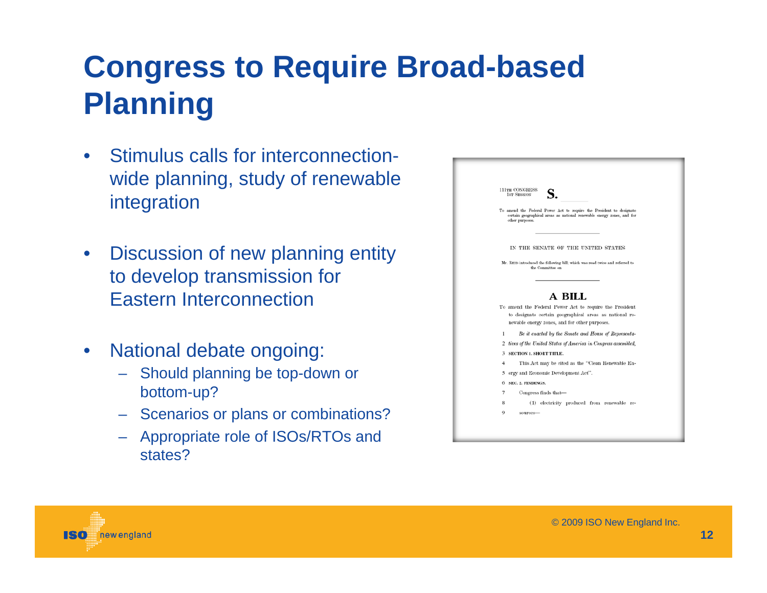# Congress to Require Broad-based Planning

- Stimulus calls for interconnection-wide planning, study of renewable integration
- Discussion of new planning entity to develop transmission for Eastern Interconnection
- National debate ongoing:
  - Should planning be top-down or bottom-up?
  - Scenarios or plans or combinations?
  - Appropriate role of ISOs/RTOs and states?

111TH CONGRESS
1ST SESSION

**S.** ______

To amend the Federal Power Act to require the President to designate certain geographical areas as national renewable energy zones, and for other purposes.

IN THE SENATE OF THE UNITED STATES

Mr. REID introduced the following bill; which was read twice and referred to the Committee on

## A BILL

To amend the Federal Power Act to require the President to designate certain geographical areas as national renewable energy zones, and for other purposes.

1 *Be it enacted by the Senate and House of Representa-*
2 *tives of the United States of America in Congress assembled,*
3 **SECTION 1. SHORT TITLE.**
4 This Act may be cited as the "Clean Renewable En-
5 ergy and Economic Development Act".
6 **SEC. 2. FINDINGS.**
7 Congress finds that—
8 (1) electricity produced from renewable re-
9 sources—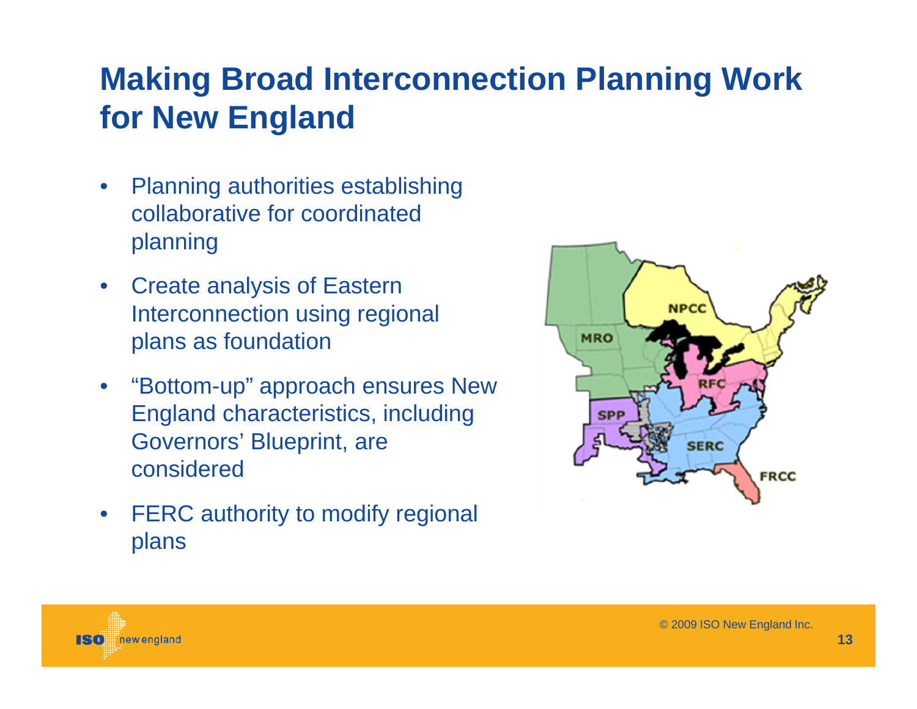# Making Broad Interconnection Planning Work for New England

- Planning authorities establishing collaborative for coordinated planning
- Create analysis of Eastern Interconnection using regional plans as foundation
- "Bottom-up" approach ensures New England characteristics, including Governors' Blueprint, are considered
- FERC authority to modify regional plans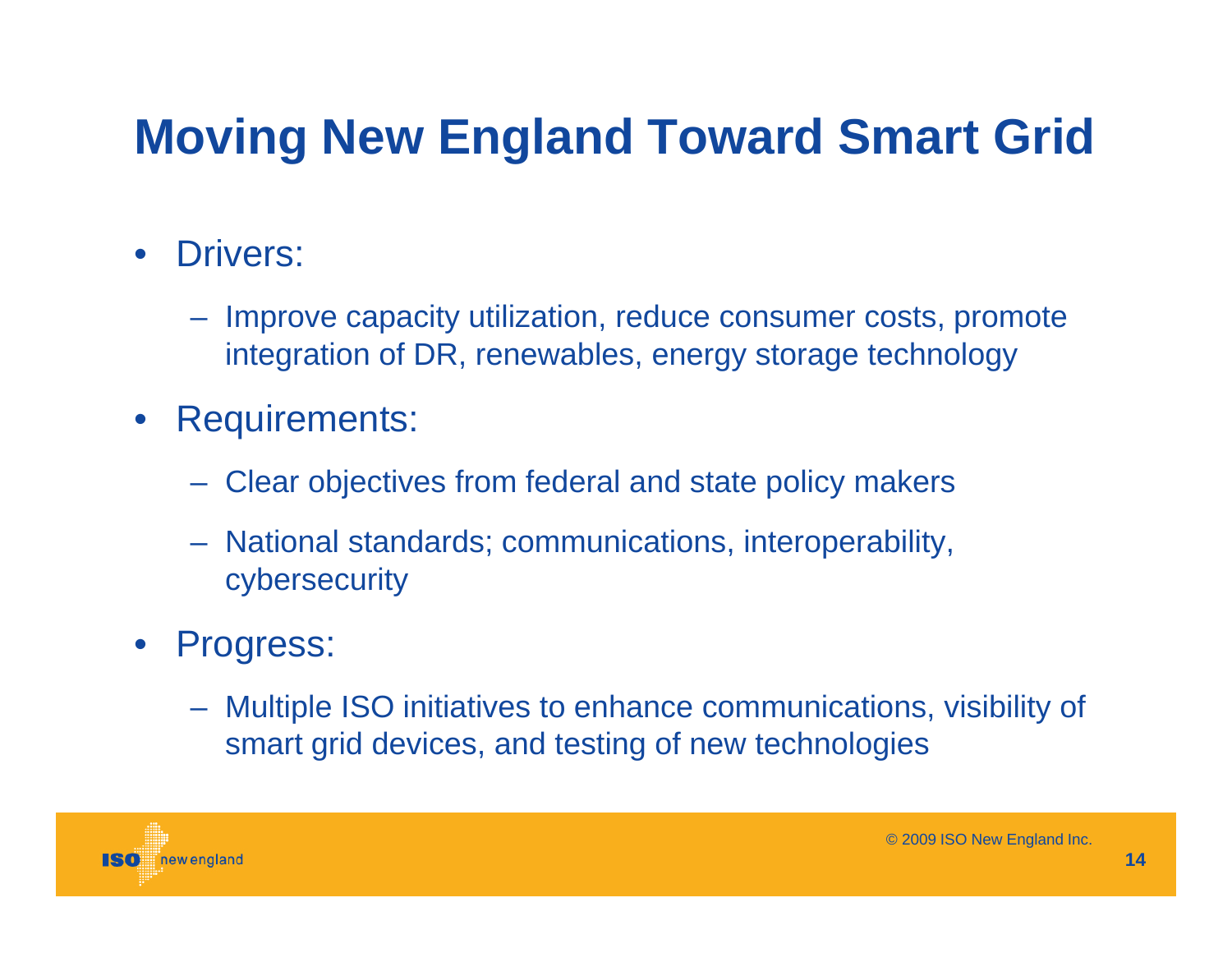# Moving New England Toward Smart Grid

- Drivers:
  - Improve capacity utilization, reduce consumer costs, promote integration of DR, renewables, energy storage technology
- Requirements:
  - Clear objectives from federal and state policy makers
  - National standards; communications, interoperability, cybersecurity
- Progress:
  - Multiple ISO initiatives to enhance communications, visibility of smart grid devices, and testing of new technologies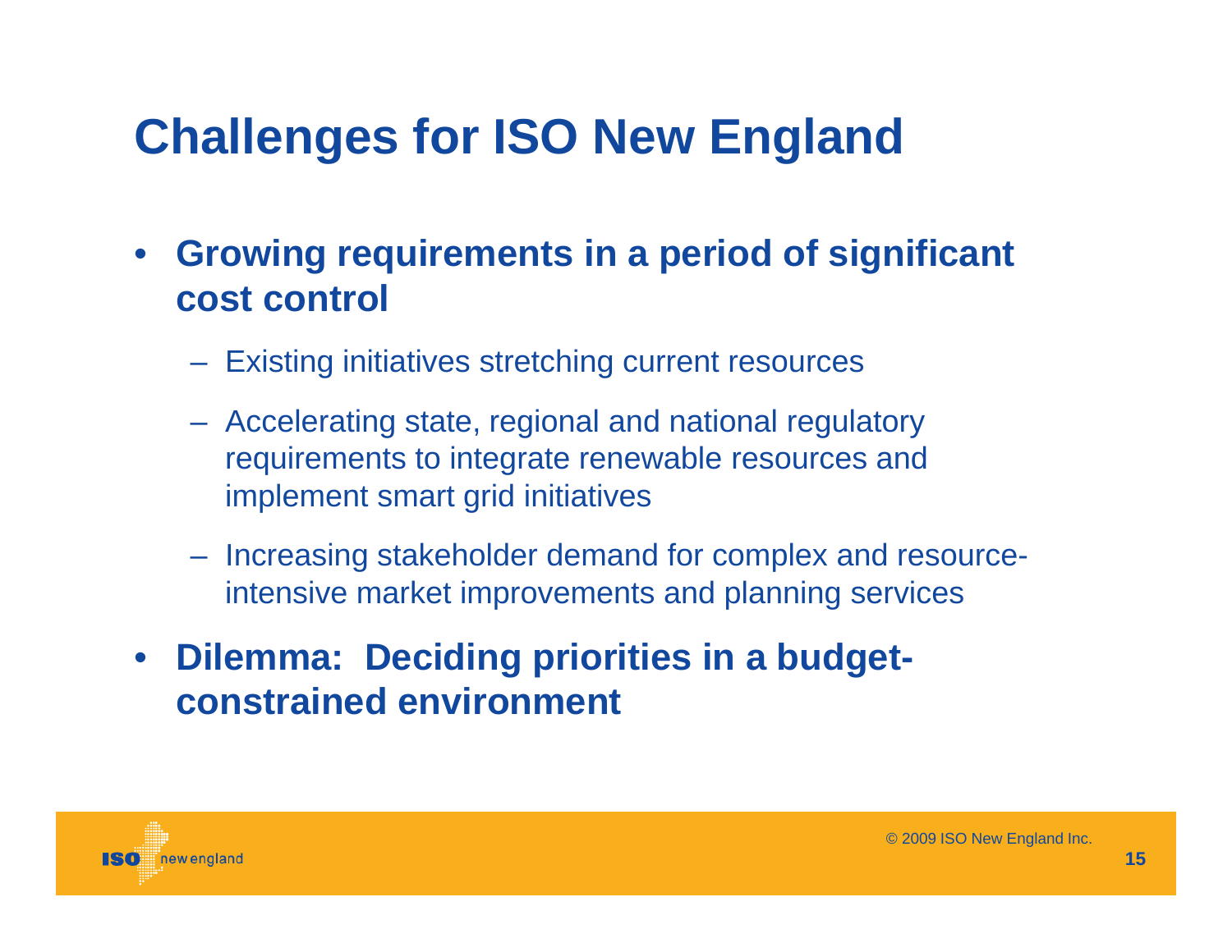# Challenges for ISO New England

- **Growing requirements in a period of significant cost control**
  - Existing initiatives stretching current resources
  - Accelerating state, regional and national regulatory requirements to integrate renewable resources and implement smart grid initiatives
  - Increasing stakeholder demand for complex and resource-intensive market improvements and planning services
- **Dilemma: Deciding priorities in a budget-constrained environment**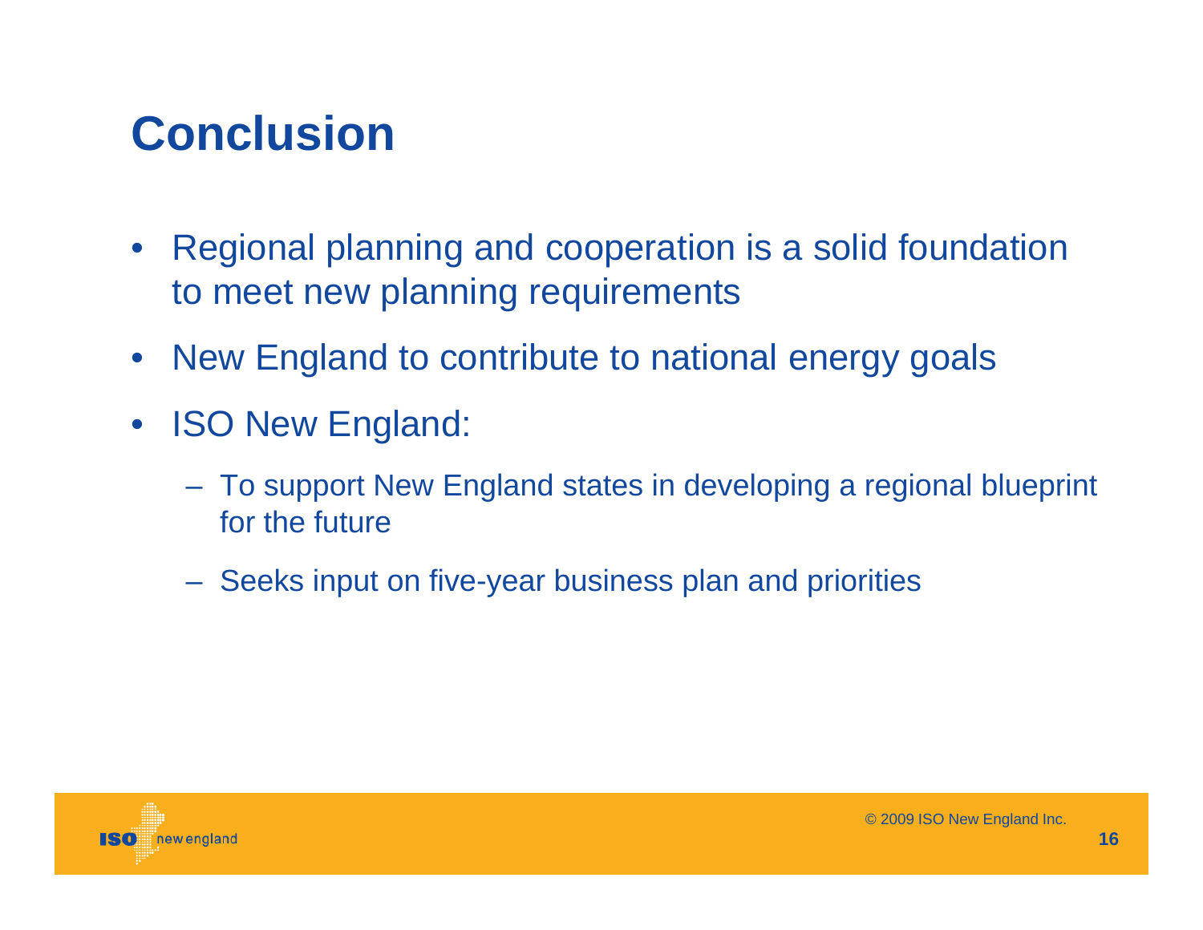# Conclusion

- Regional planning and cooperation is a solid foundation to meet new planning requirements
- New England to contribute to national energy goals
- ISO New England:
  - To support New England states in developing a regional blueprint for the future
  - Seeks input on five-year business plan and priorities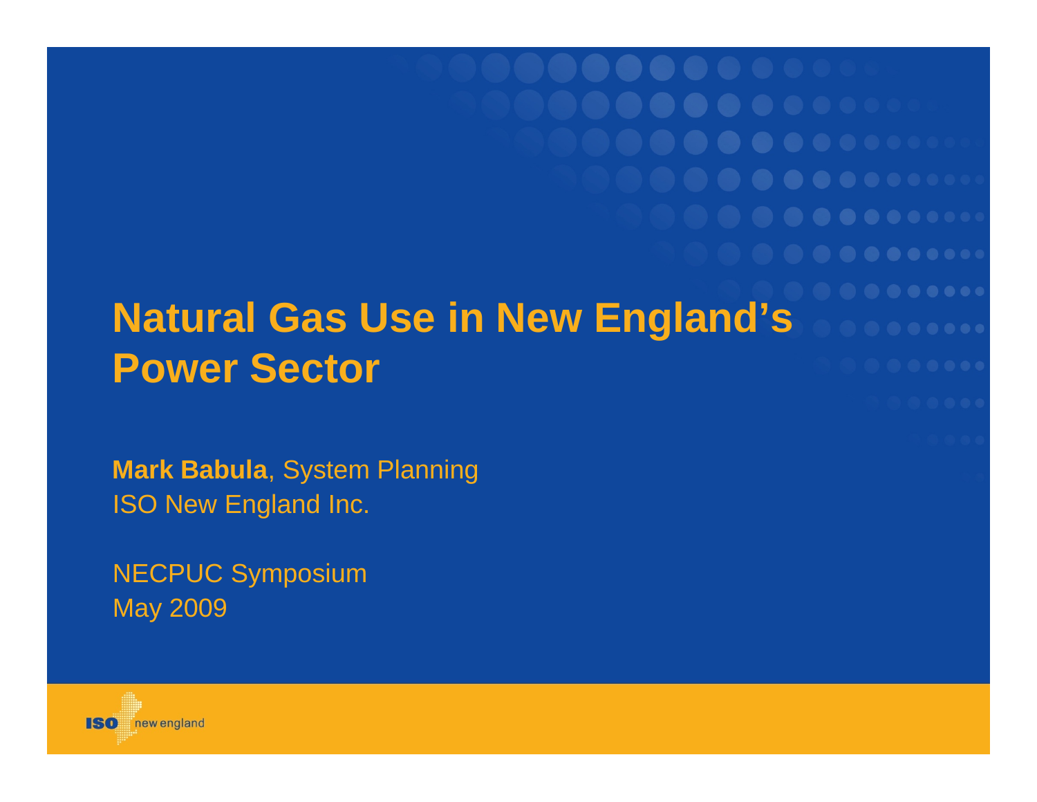# Natural Gas Use in New England's Power Sector

**Mark Babula**, System Planning
ISO New England Inc.

NECPUC Symposium
May 2009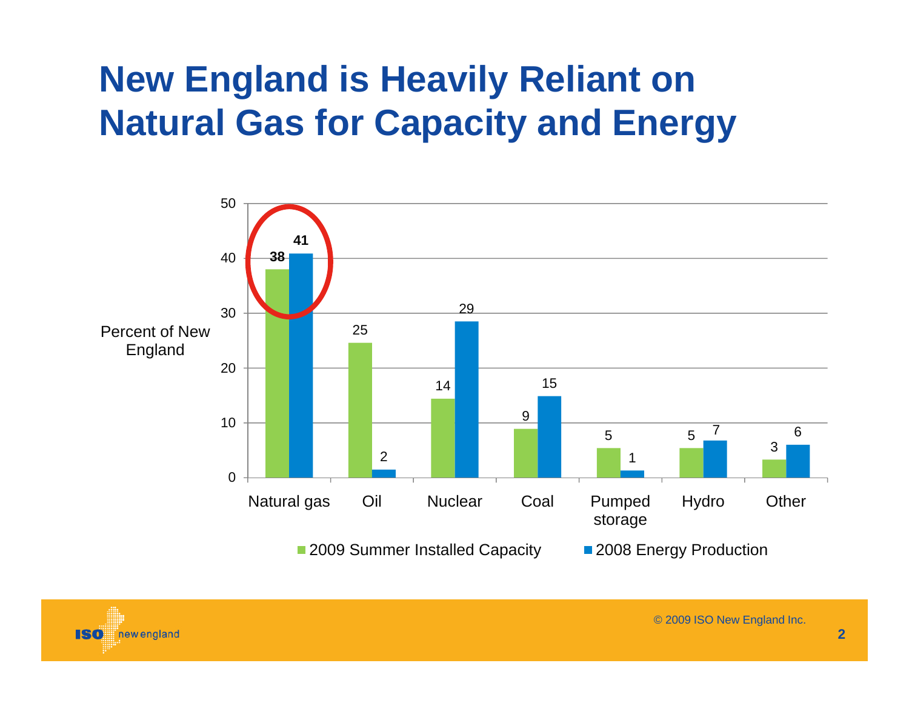# New England is Heavily Reliant on Natural Gas for Capacity and Energy

Percent of New England

| | Natural gas | Oil | Nuclear | Coal | Pumped storage | Hydro | Other |
|---|---|---|---|---|---|---|---|
| 2009 Summer Installed Capacity | 38 | 25 | 14 | 9 | 5 | 5 | 3 |
| 2008 Energy Production | 41 | 2 | 29 | 15 | 1 | 7 | 6 |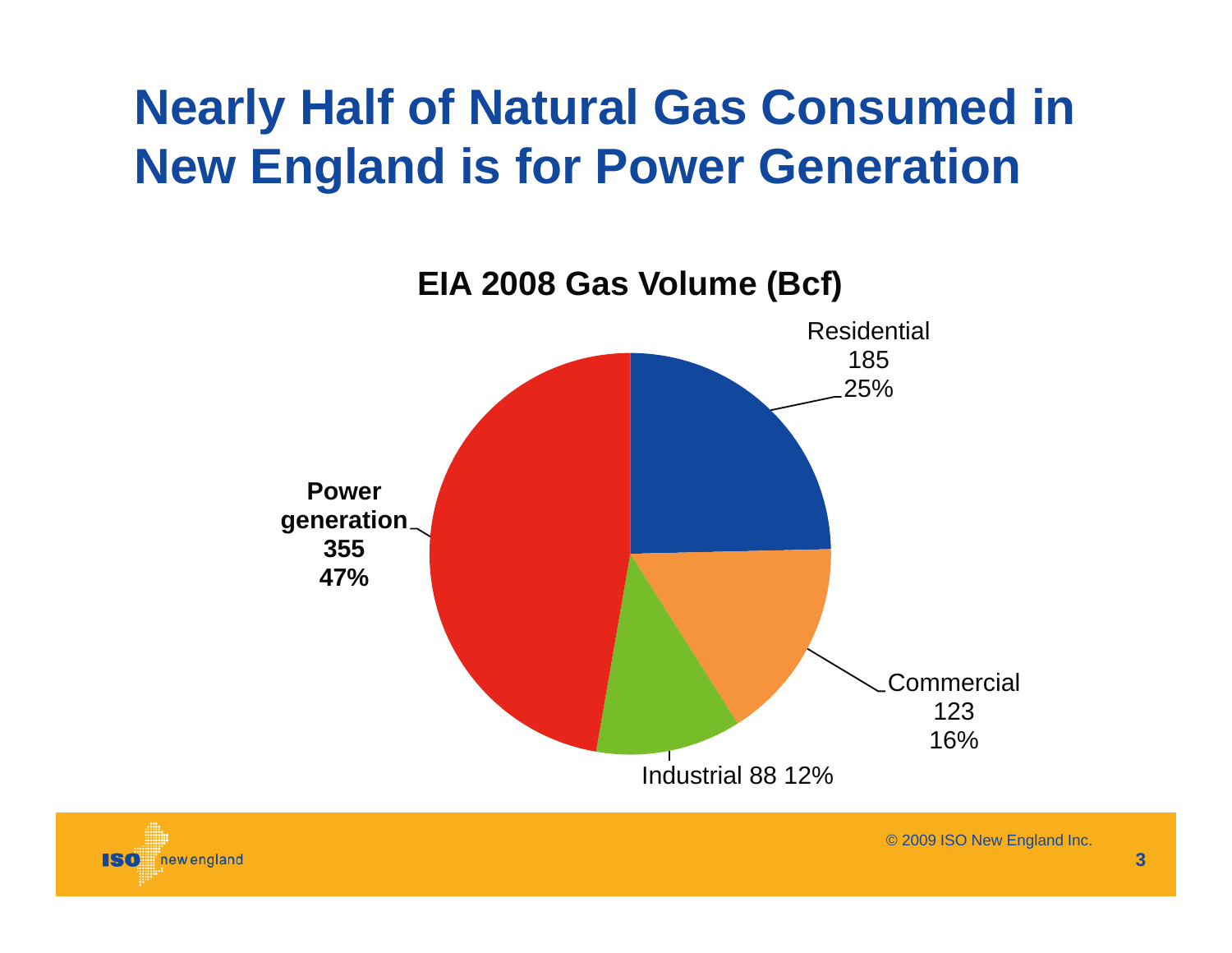# Nearly Half of Natural Gas Consumed in New England is for Power Generation

**EIA 2008 Gas Volume (Bcf)**

| Sector | Volume (Bcf) | Share |
|---|---|---|
| Residential | 185 | 25% |
| Commercial | 123 | 16% |
| Industrial | 88 | 12% |
| **Power generation** | **355** | **47%** |

© 2009 ISO New England Inc.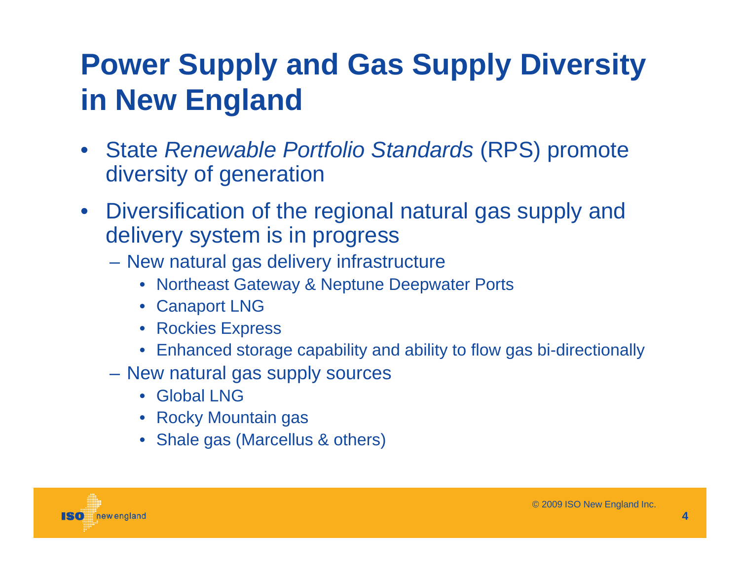# Power Supply and Gas Supply Diversity in New England

- State *Renewable Portfolio Standards* (RPS) promote diversity of generation
- Diversification of the regional natural gas supply and delivery system is in progress
  - New natural gas delivery infrastructure
    - Northeast Gateway & Neptune Deepwater Ports
    - Canaport LNG
    - Rockies Express
    - Enhanced storage capability and ability to flow gas bi-directionally
  - New natural gas supply sources
    - Global LNG
    - Rocky Mountain gas
    - Shale gas (Marcellus & others)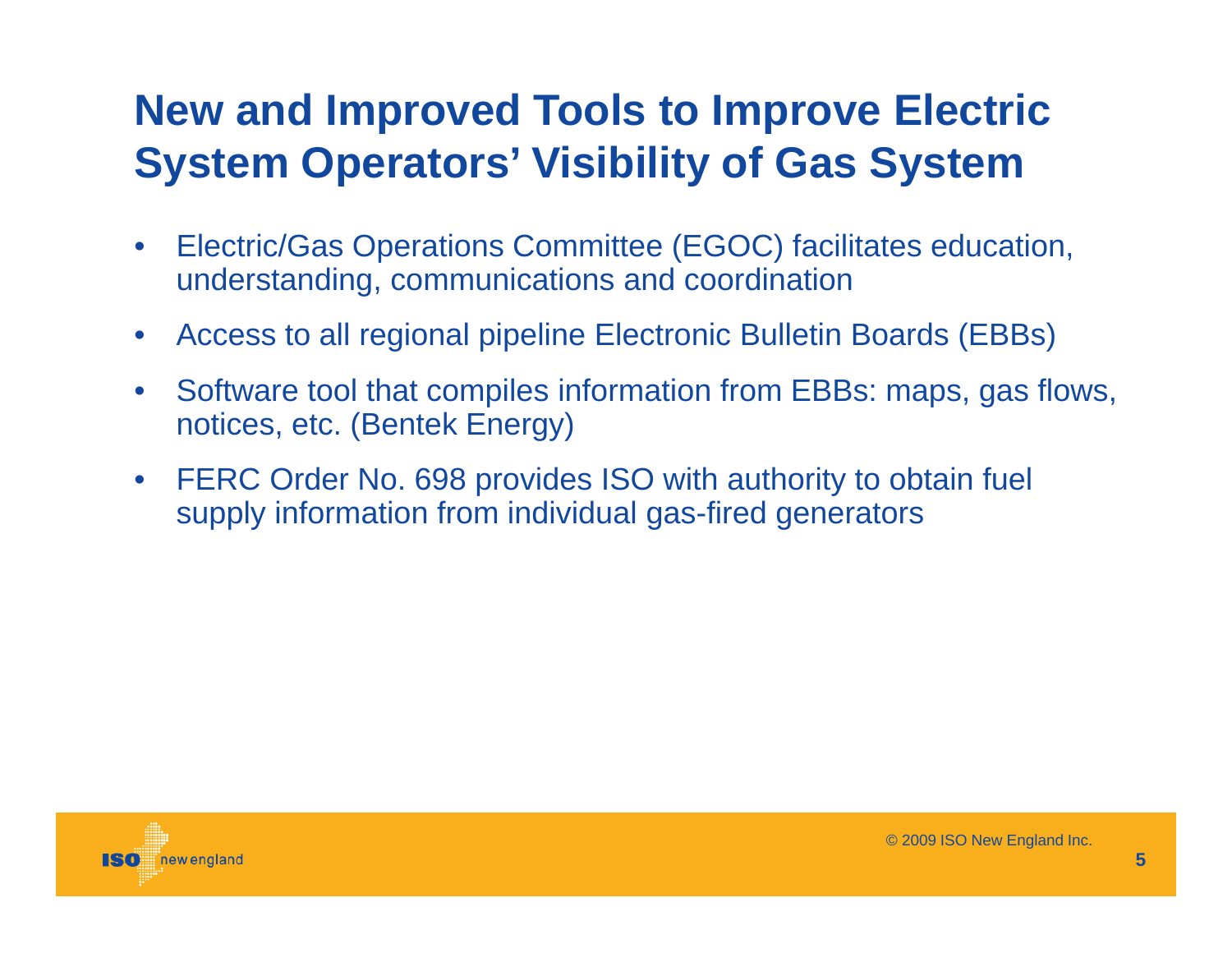# New and Improved Tools to Improve Electric System Operators' Visibility of Gas System

- Electric/Gas Operations Committee (EGOC) facilitates education, understanding, communications and coordination
- Access to all regional pipeline Electronic Bulletin Boards (EBBs)
- Software tool that compiles information from EBBs: maps, gas flows, notices, etc. (Bentek Energy)
- FERC Order No. 698 provides ISO with authority to obtain fuel supply information from individual gas-fired generators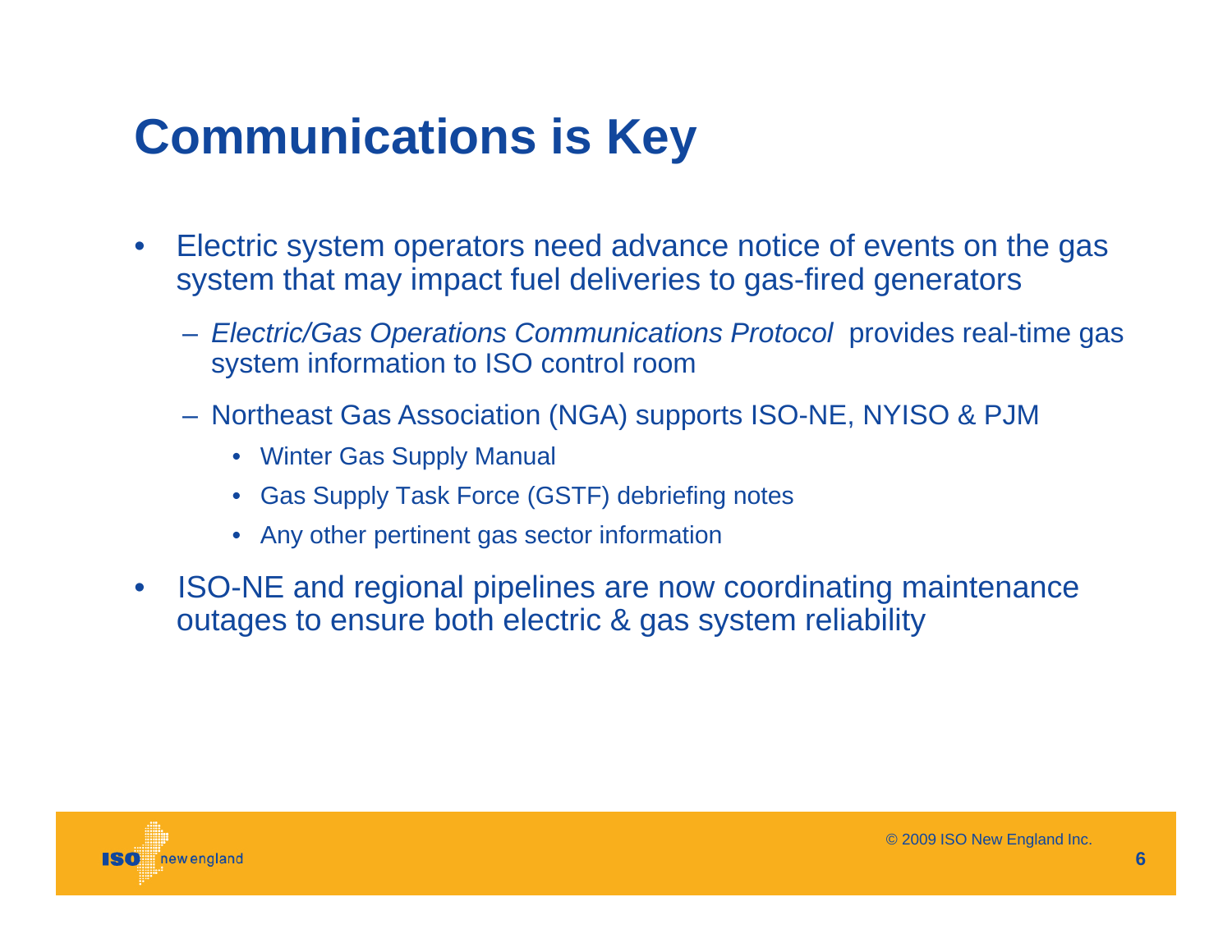# Communications is Key

- Electric system operators need advance notice of events on the gas system that may impact fuel deliveries to gas-fired generators
  - *Electric/Gas Operations Communications Protocol* provides real-time gas system information to ISO control room
  - Northeast Gas Association (NGA) supports ISO-NE, NYISO & PJM
    - Winter Gas Supply Manual
    - Gas Supply Task Force (GSTF) debriefing notes
    - Any other pertinent gas sector information
- ISO-NE and regional pipelines are now coordinating maintenance outages to ensure both electric & gas system reliability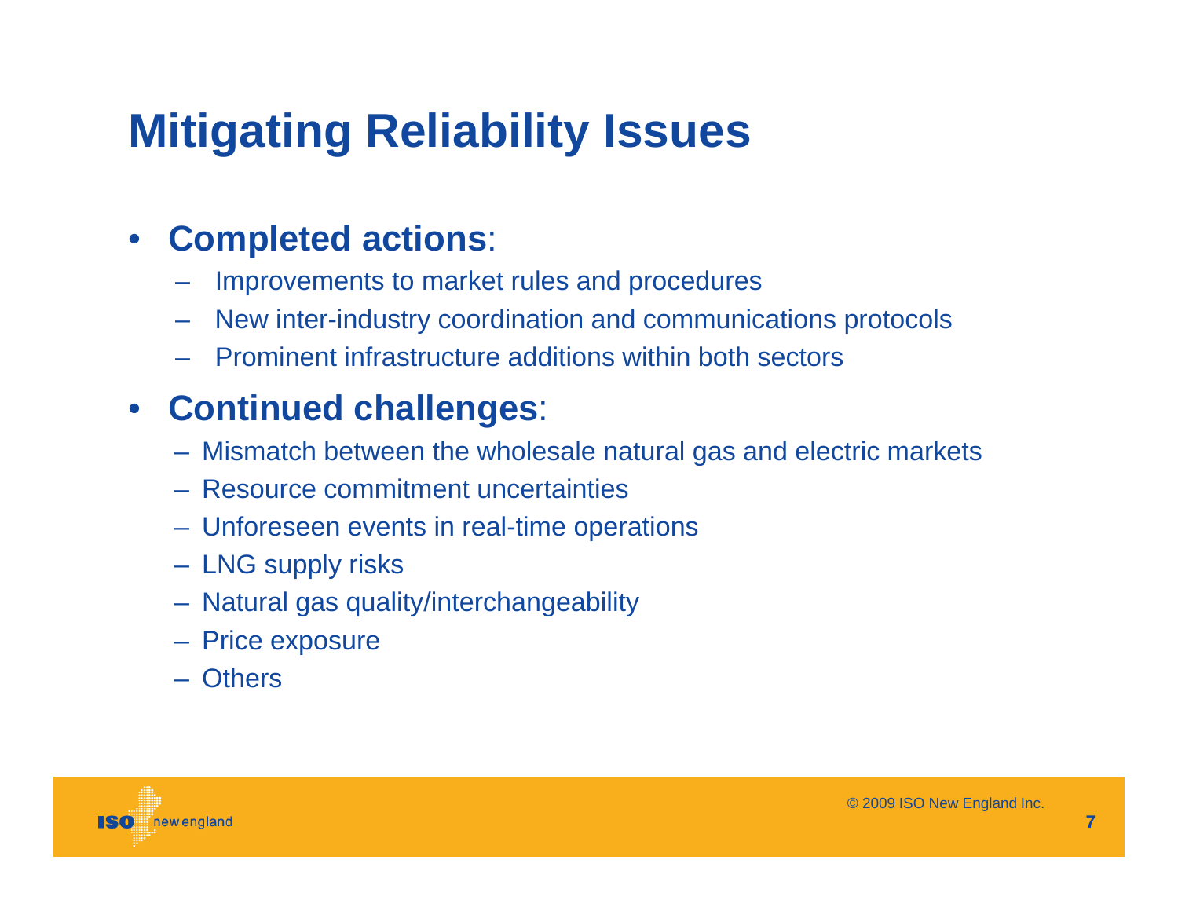# Mitigating Reliability Issues

- **Completed actions**:
  - Improvements to market rules and procedures
  - New inter-industry coordination and communications protocols
  - Prominent infrastructure additions within both sectors
- **Continued challenges**:
  - Mismatch between the wholesale natural gas and electric markets
  - Resource commitment uncertainties
  - Unforeseen events in real-time operations
  - LNG supply risks
  - Natural gas quality/interchangeability
  - Price exposure
  - Others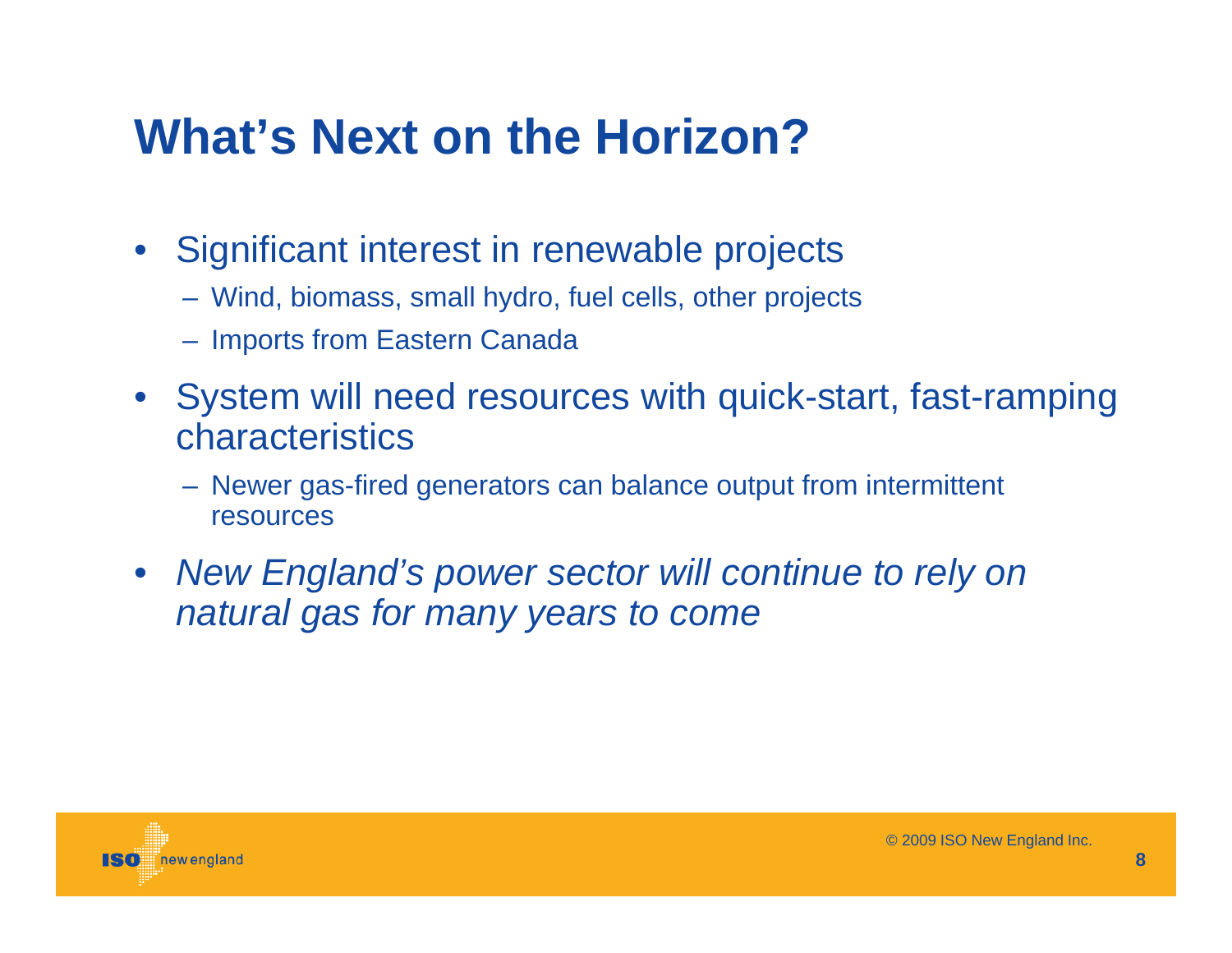# What's Next on the Horizon?

- Significant interest in renewable projects
  - Wind, biomass, small hydro, fuel cells, other projects
  - Imports from Eastern Canada
- System will need resources with quick-start, fast-ramping characteristics
  - Newer gas-fired generators can balance output from intermittent resources
- *New England's power sector will continue to rely on natural gas for many years to come*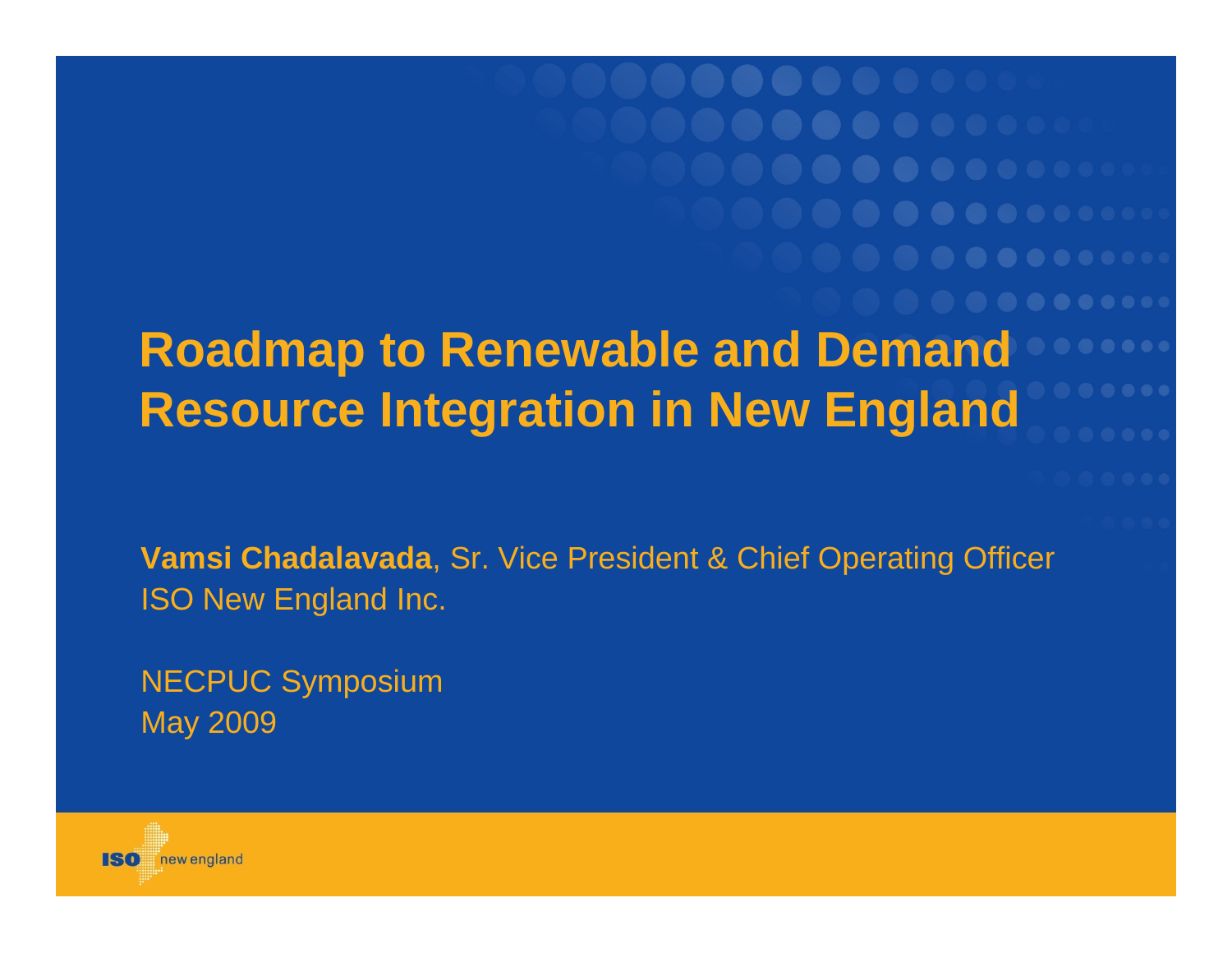# Roadmap to Renewable and Demand Resource Integration in New England

**Vamsi Chadalavada**, Sr. Vice President & Chief Operating Officer
ISO New England Inc.

NECPUC Symposium
May 2009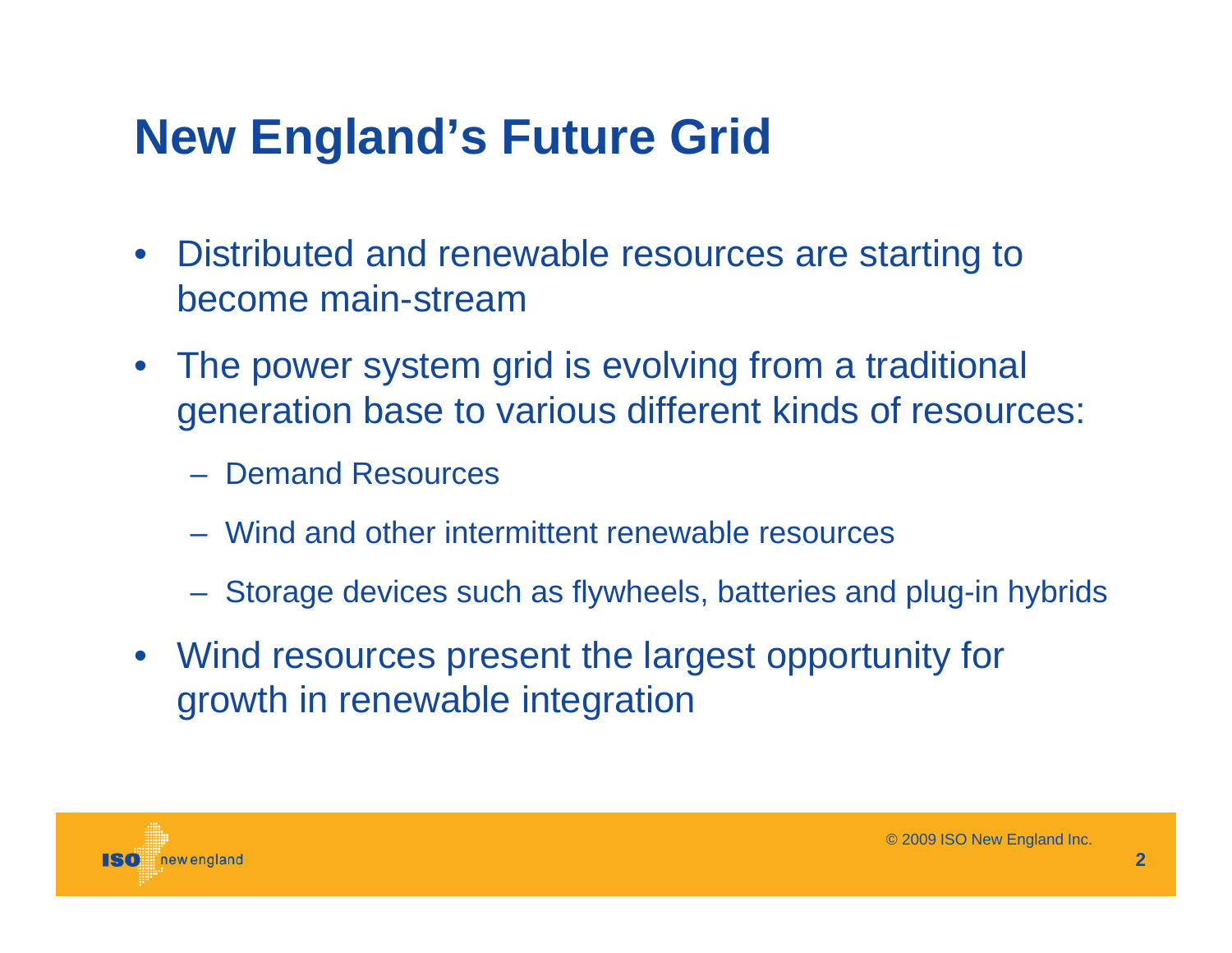# New England’s Future Grid

- Distributed and renewable resources are starting to become main-stream
- The power system grid is evolving from a traditional generation base to various different kinds of resources:
  - Demand Resources
  - Wind and other intermittent renewable resources
  - Storage devices such as flywheels, batteries and plug-in hybrids
- Wind resources present the largest opportunity for growth in renewable integration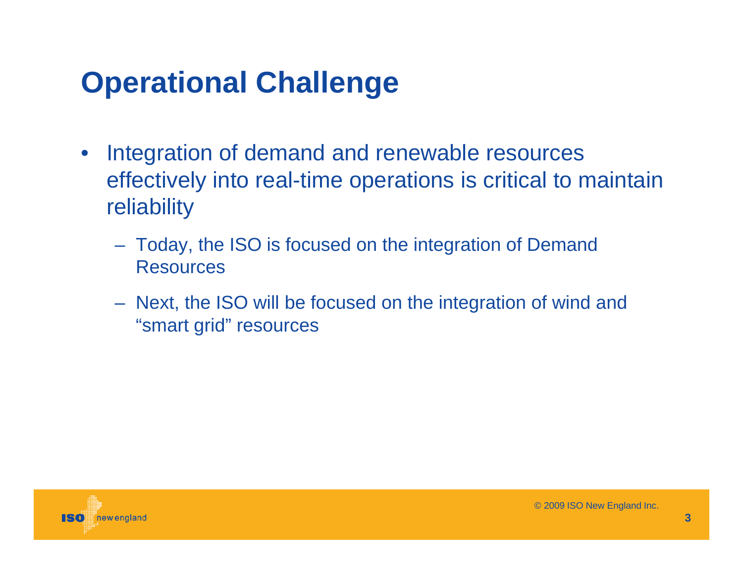# Operational Challenge

- Integration of demand and renewable resources effectively into real-time operations is critical to maintain reliability
  - Today, the ISO is focused on the integration of Demand Resources
  - Next, the ISO will be focused on the integration of wind and “smart grid” resources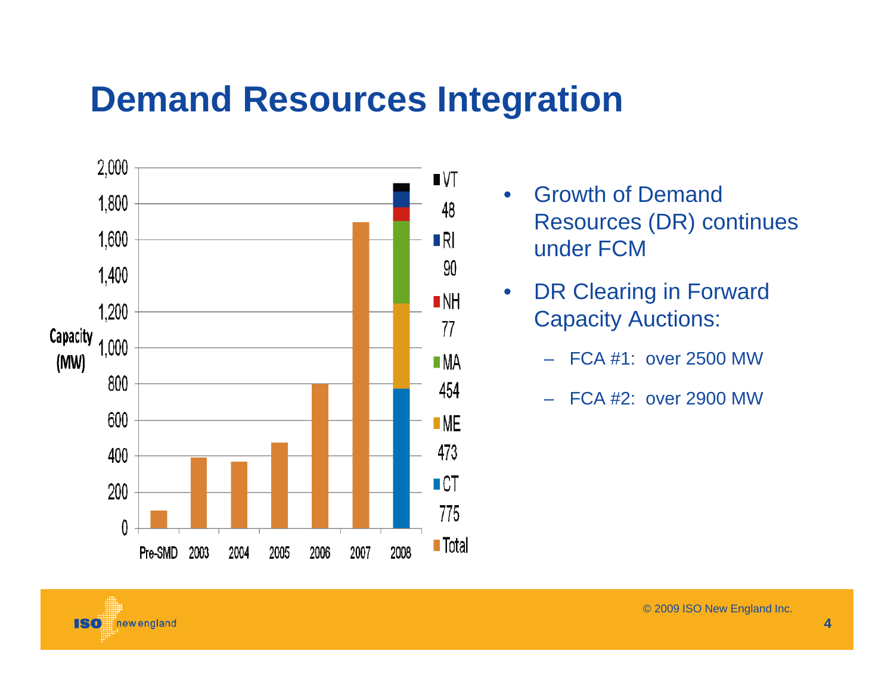# Demand Resources Integration

Capacity (MW)

| | Pre-SMD | 2003 | 2004 | 2005 | 2006 | 2007 | 2008 |
|---|---|---|---|---|---|---|---|

Legend: VT 48, RI 90, NH 77, MA 454, ME 473, CT 775, Total

- Growth of Demand Resources (DR) continues under FCM
- DR Clearing in Forward Capacity Auctions:
  - FCA #1: over 2500 MW
  - FCA #2: over 2900 MW

© 2009 ISO New England Inc.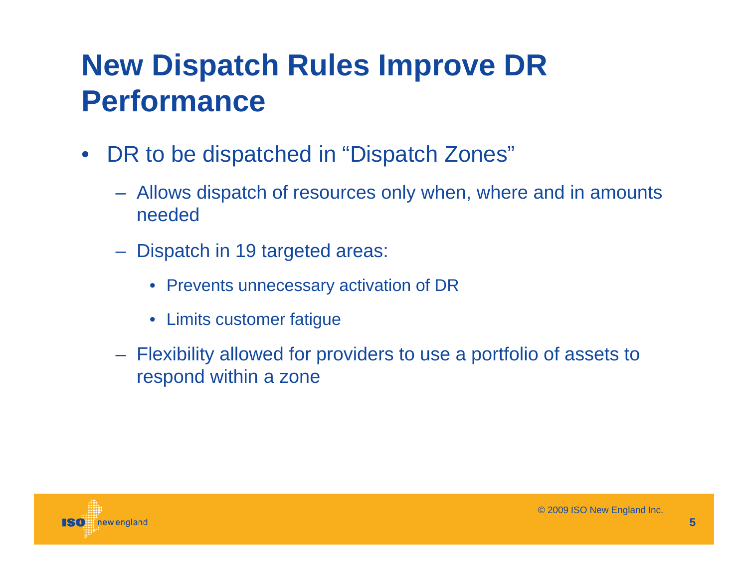# New Dispatch Rules Improve DR Performance

- DR to be dispatched in "Dispatch Zones"
  - Allows dispatch of resources only when, where and in amounts needed
  - Dispatch in 19 targeted areas:
    - Prevents unnecessary activation of DR
    - Limits customer fatigue
  - Flexibility allowed for providers to use a portfolio of assets to respond within a zone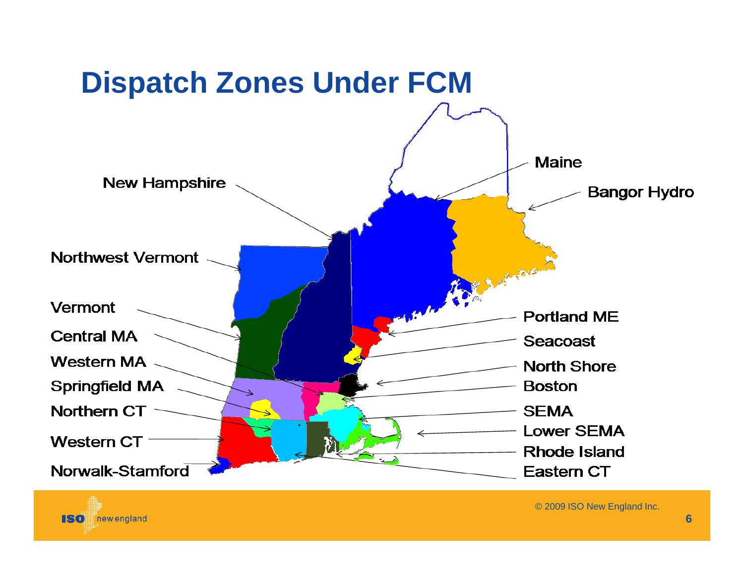# Dispatch Zones Under FCM

- Maine
- Bangor Hydro
- New Hampshire
- Northwest Vermont
- Vermont
- Central MA
- Western MA
- Springfield MA
- Northern CT
- Western CT
- Norwalk-Stamford
- Portland ME
- Seacoast
- North Shore
- Boston
- SEMA
- Lower SEMA
- Rhode Island
- Eastern CT

© 2009 ISO New England Inc.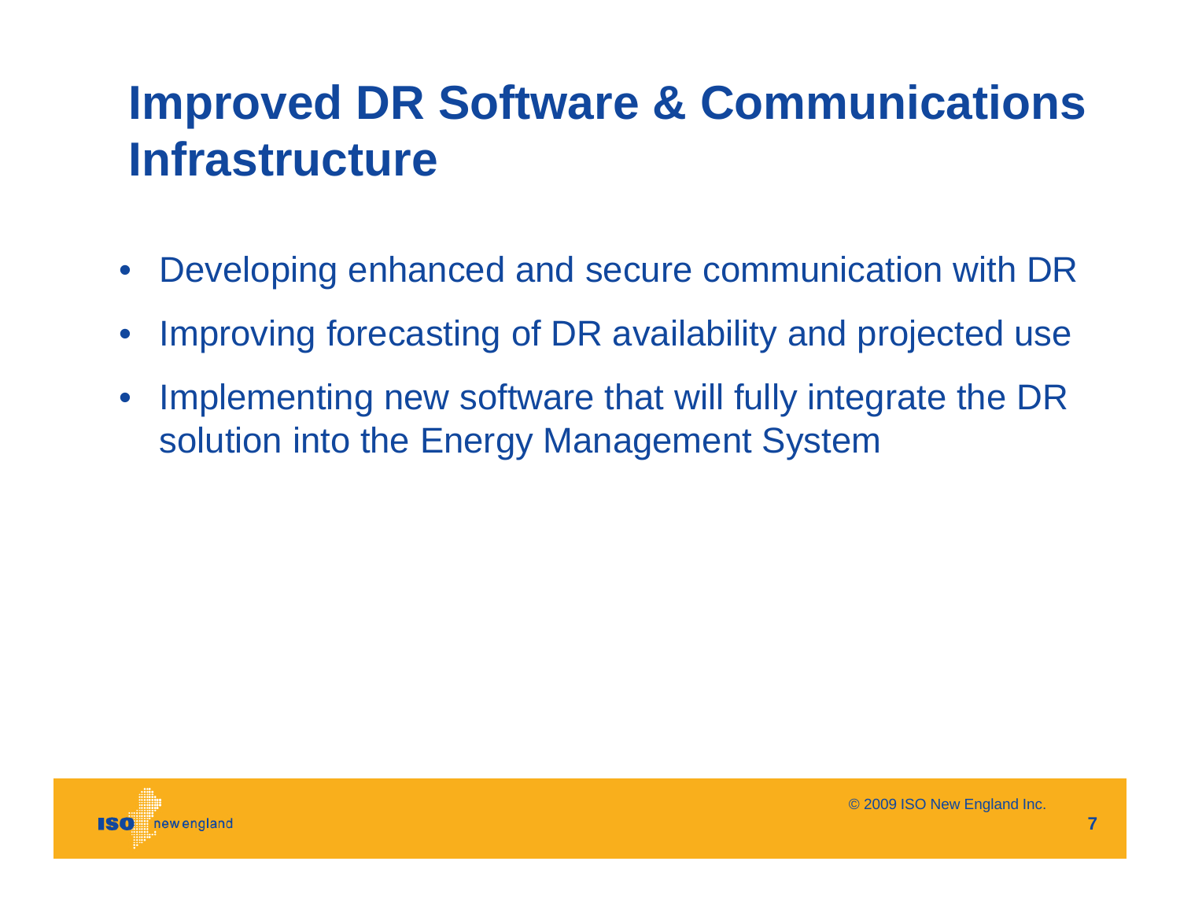# Improved DR Software & Communications Infrastructure

- Developing enhanced and secure communication with DR
- Improving forecasting of DR availability and projected use
- Implementing new software that will fully integrate the DR solution into the Energy Management System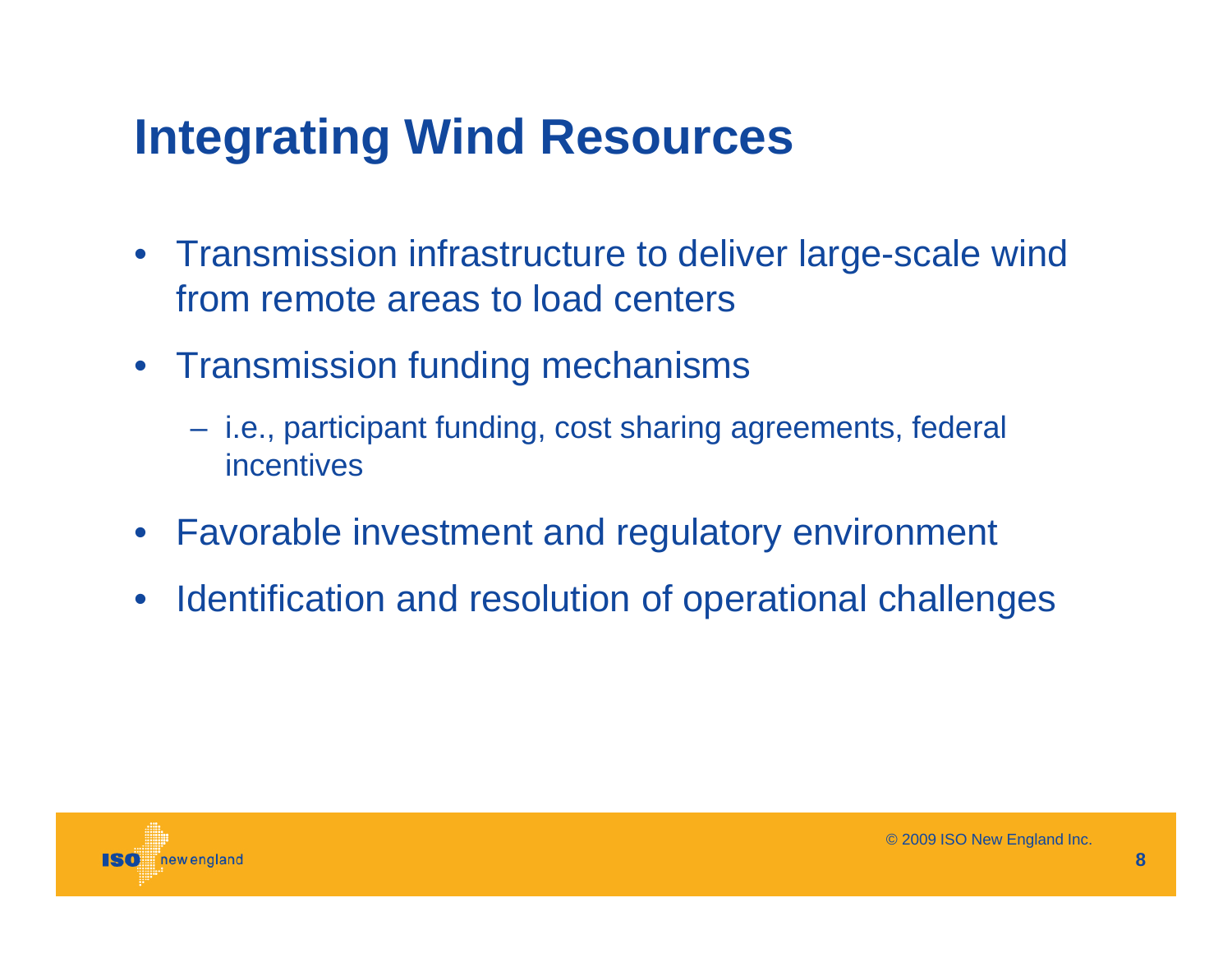# Integrating Wind Resources

- Transmission infrastructure to deliver large-scale wind from remote areas to load centers
- Transmission funding mechanisms
  - i.e., participant funding, cost sharing agreements, federal incentives
- Favorable investment and regulatory environment
- Identification and resolution of operational challenges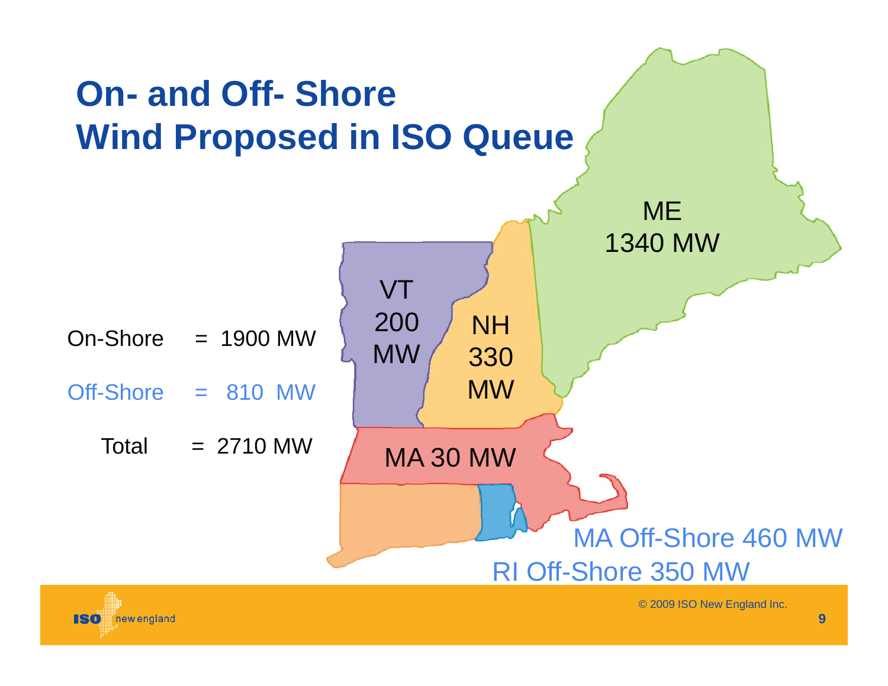# On- and Off- Shore Wind Proposed in ISO Queue

On-Shore = 1900 MW

Off-Shore = 810 MW

Total = 2710 MW

ME 1340 MW

VT 200 MW

NH 330 MW

MA 30 MW

MA Off-Shore 460 MW

RI Off-Shore 350 MW

© 2009 ISO New England Inc.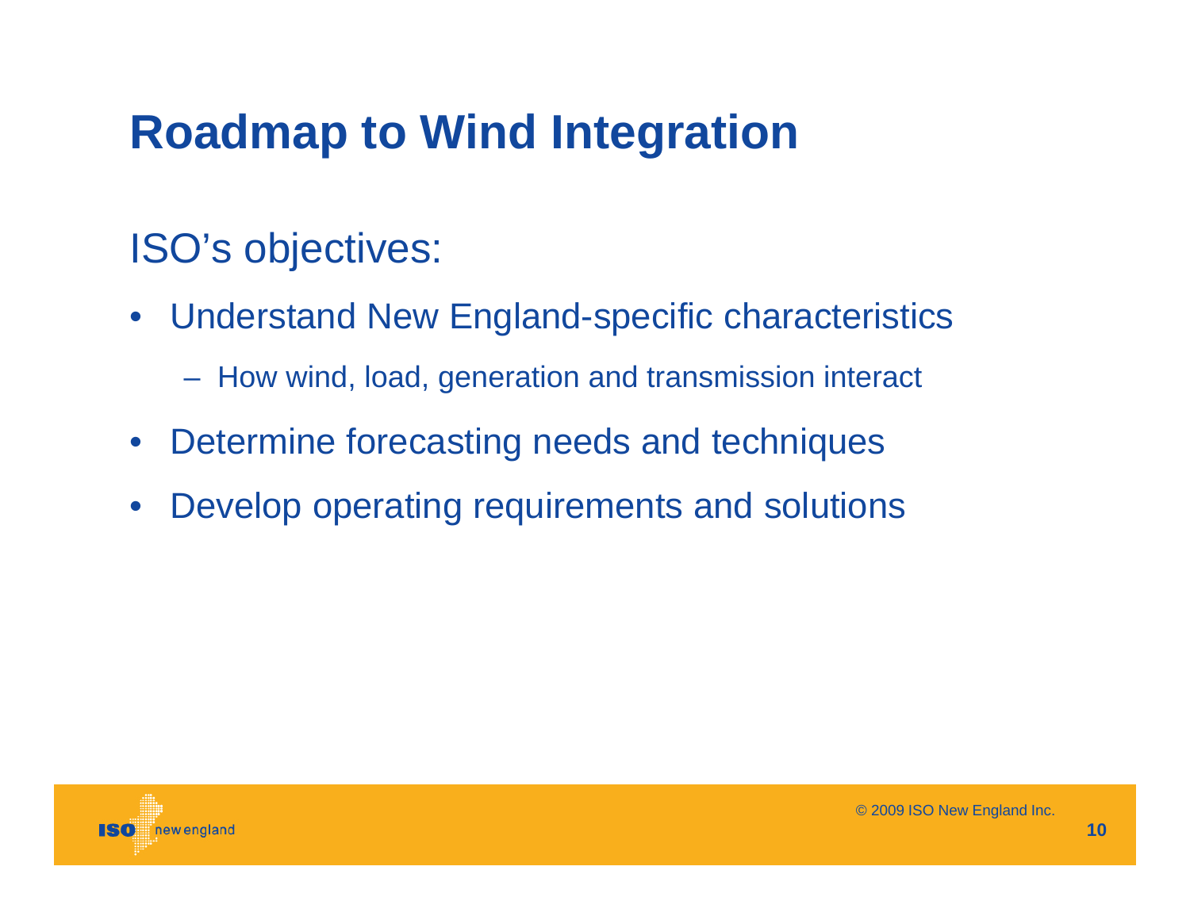# Roadmap to Wind Integration

ISO's objectives:

- Understand New England-specific characteristics
  - How wind, load, generation and transmission interact
- Determine forecasting needs and techniques
- Develop operating requirements and solutions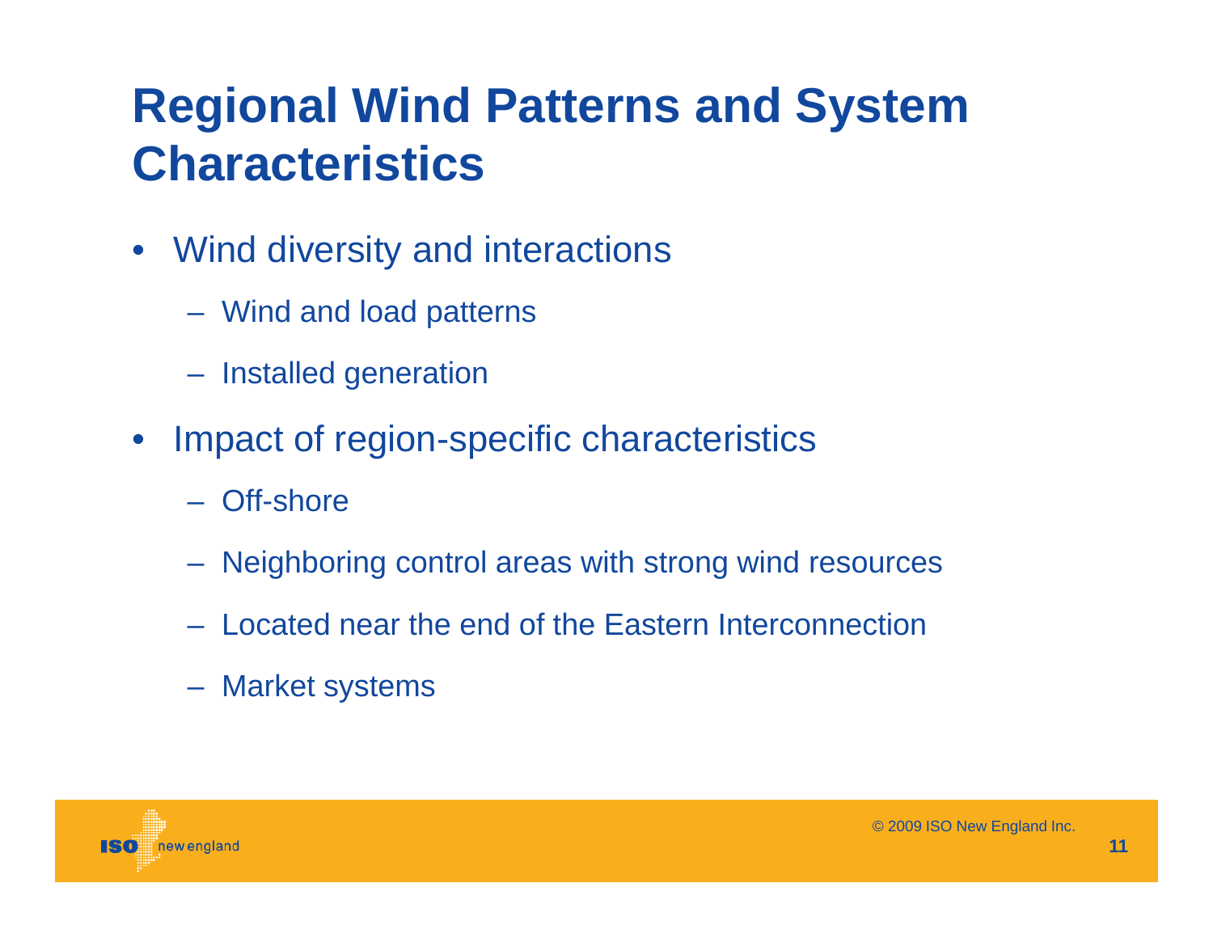# Regional Wind Patterns and System Characteristics

- Wind diversity and interactions
  - Wind and load patterns
  - Installed generation
- Impact of region-specific characteristics
  - Off-shore
  - Neighboring control areas with strong wind resources
  - Located near the end of the Eastern Interconnection
  - Market systems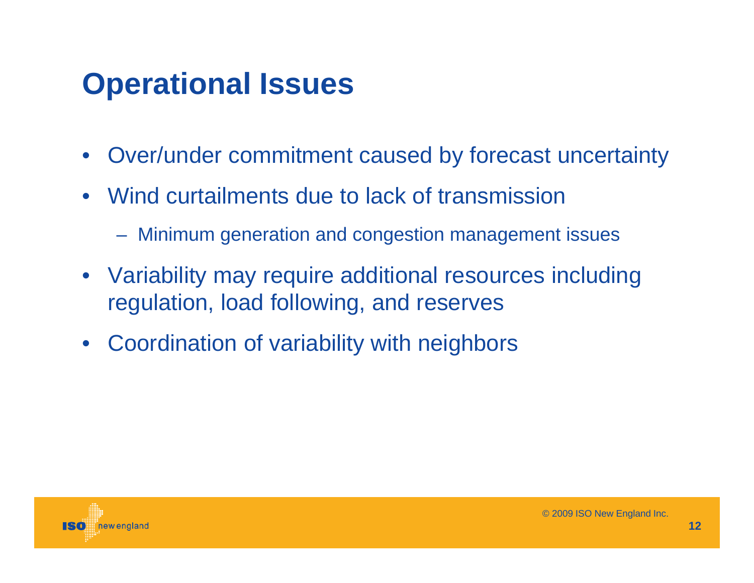# Operational Issues

- Over/under commitment caused by forecast uncertainty
- Wind curtailments due to lack of transmission
  - Minimum generation and congestion management issues
- Variability may require additional resources including regulation, load following, and reserves
- Coordination of variability with neighbors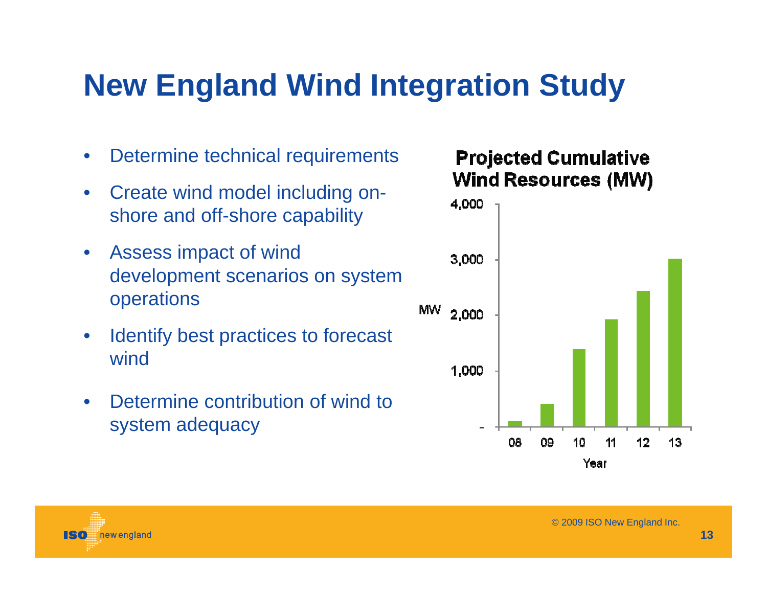# New England Wind Integration Study

- Determine technical requirements
- Create wind model including on-shore and off-shore capability
- Assess impact of wind development scenarios on system operations
- Identify best practices to forecast wind
- Determine contribution of wind to system adequacy

**Projected Cumulative Wind Resources (MW)**

| Year | MW (approx.) |
|---|---|
| 08 | 100 |
| 09 | 420 |
| 10 | 1,400 |
| 11 | 1,930 |
| 12 | 2,440 |
| 13 | 3,020 |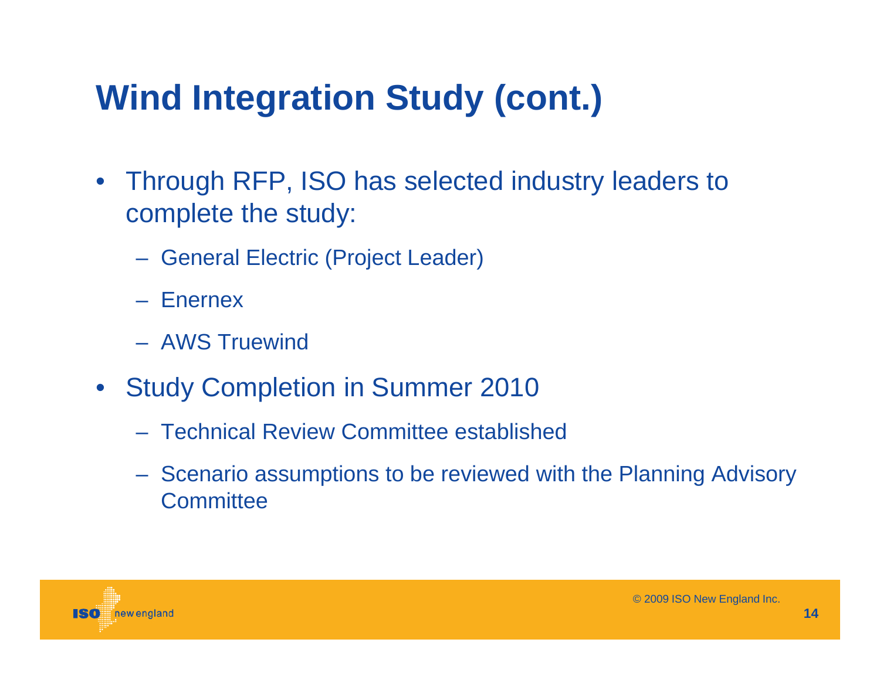# Wind Integration Study (cont.)

- Through RFP, ISO has selected industry leaders to complete the study:
  - General Electric (Project Leader)
  - Enernex
  - AWS Truewind
- Study Completion in Summer 2010
  - Technical Review Committee established
  - Scenario assumptions to be reviewed with the Planning Advisory Committee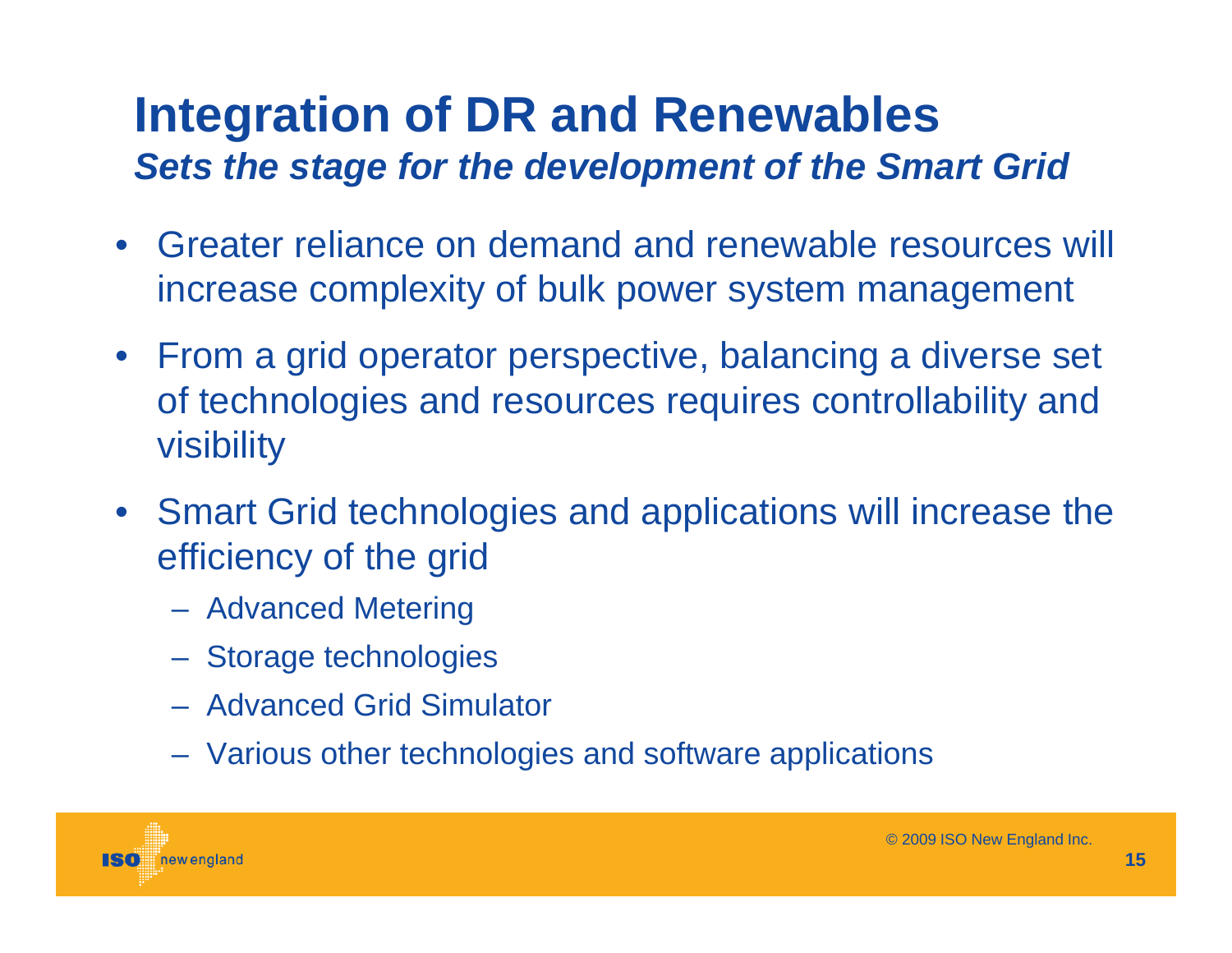# Integration of DR and Renewables

***Sets the stage for the development of the Smart Grid***

- Greater reliance on demand and renewable resources will increase complexity of bulk power system management
- From a grid operator perspective, balancing a diverse set of technologies and resources requires controllability and visibility
- Smart Grid technologies and applications will increase the efficiency of the grid
  - Advanced Metering
  - Storage technologies
  - Advanced Grid Simulator
  - Various other technologies and software applications